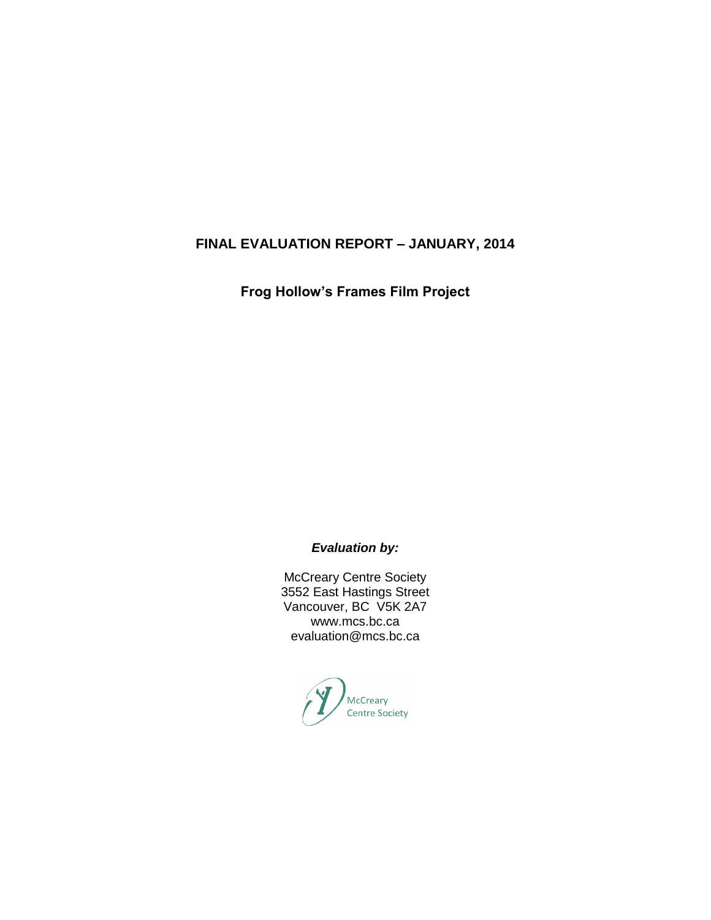# FINAL EVALUATION REPORT – JANUARY, 2014

## Frog Hollow's Frames Film Project

***Evaluation by:***

McCreary Centre Society
3552 East Hastings Street
Vancouver, BC V5K 2A7
www.mcs.bc.ca
evaluation@mcs.bc.ca

McCreary
Centre Society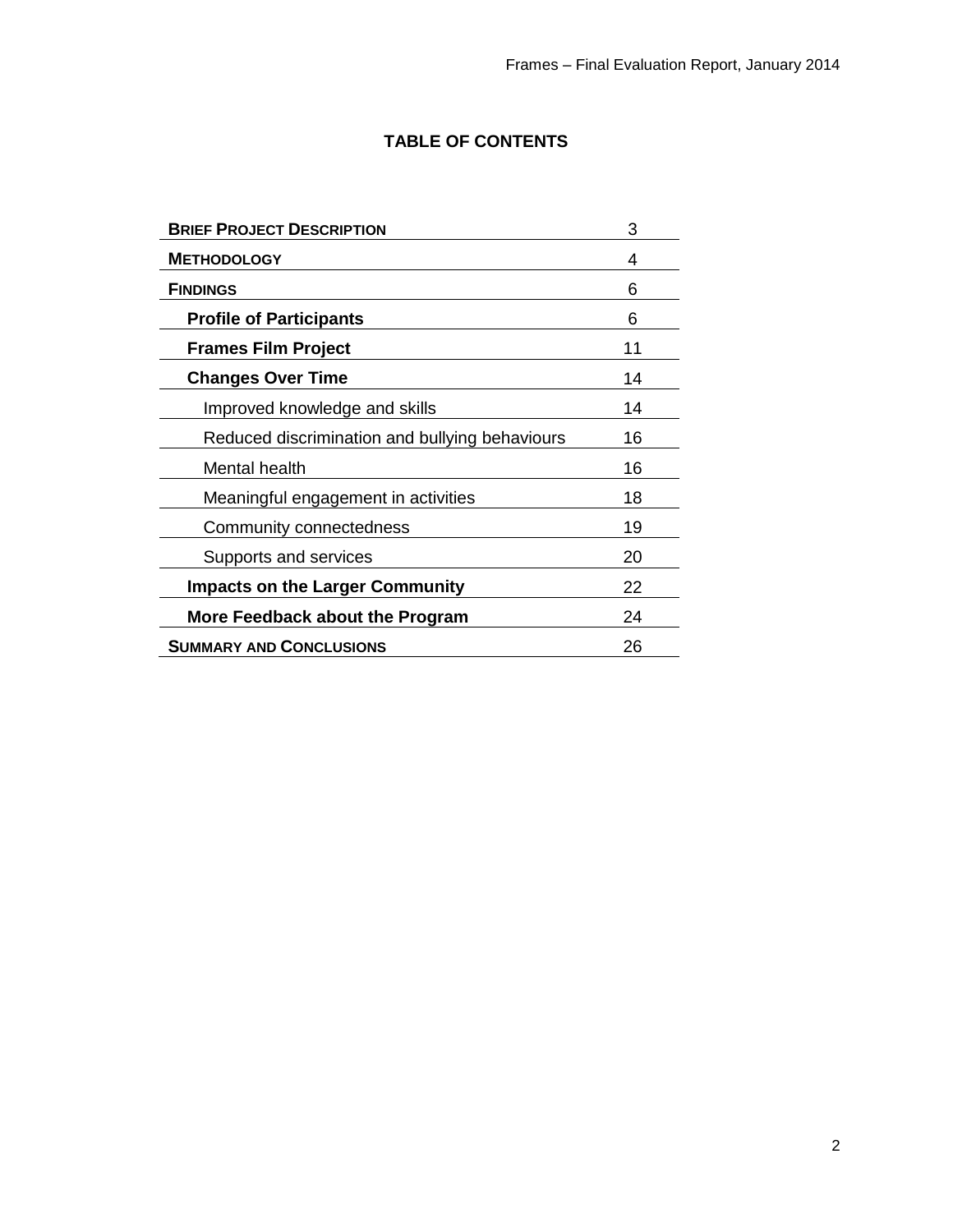# TABLE OF CONTENTS

| | |
|---|---|
| **BRIEF PROJECT DESCRIPTION** | 3 |
| **METHODOLOGY** | 4 |
| **FINDINGS** | 6 |
| **Profile of Participants** | 6 |
| **Frames Film Project** | 11 |
| **Changes Over Time** | 14 |
| Improved knowledge and skills | 14 |
| Reduced discrimination and bullying behaviours | 16 |
| Mental health | 16 |
| Meaningful engagement in activities | 18 |
| Community connectedness | 19 |
| Supports and services | 20 |
| **Impacts on the Larger Community** | 22 |
| **More Feedback about the Program** | 24 |
| **SUMMARY AND CONCLUSIONS** | 26 |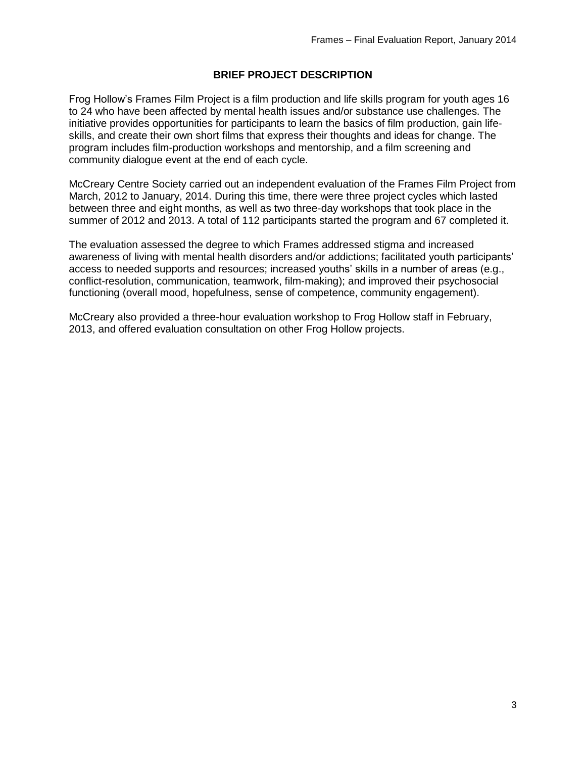## BRIEF PROJECT DESCRIPTION

Frog Hollow's Frames Film Project is a film production and life skills program for youth ages 16 to 24 who have been affected by mental health issues and/or substance use challenges. The initiative provides opportunities for participants to learn the basics of film production, gain life-skills, and create their own short films that express their thoughts and ideas for change. The program includes film-production workshops and mentorship, and a film screening and community dialogue event at the end of each cycle.

McCreary Centre Society carried out an independent evaluation of the Frames Film Project from March, 2012 to January, 2014. During this time, there were three project cycles which lasted between three and eight months, as well as two three-day workshops that took place in the summer of 2012 and 2013. A total of 112 participants started the program and 67 completed it.

The evaluation assessed the degree to which Frames addressed stigma and increased awareness of living with mental health disorders and/or addictions; facilitated youth participants' access to needed supports and resources; increased youths' skills in a number of areas (e.g., conflict-resolution, communication, teamwork, film-making); and improved their psychosocial functioning (overall mood, hopefulness, sense of competence, community engagement).

McCreary also provided a three-hour evaluation workshop to Frog Hollow staff in February, 2013, and offered evaluation consultation on other Frog Hollow projects.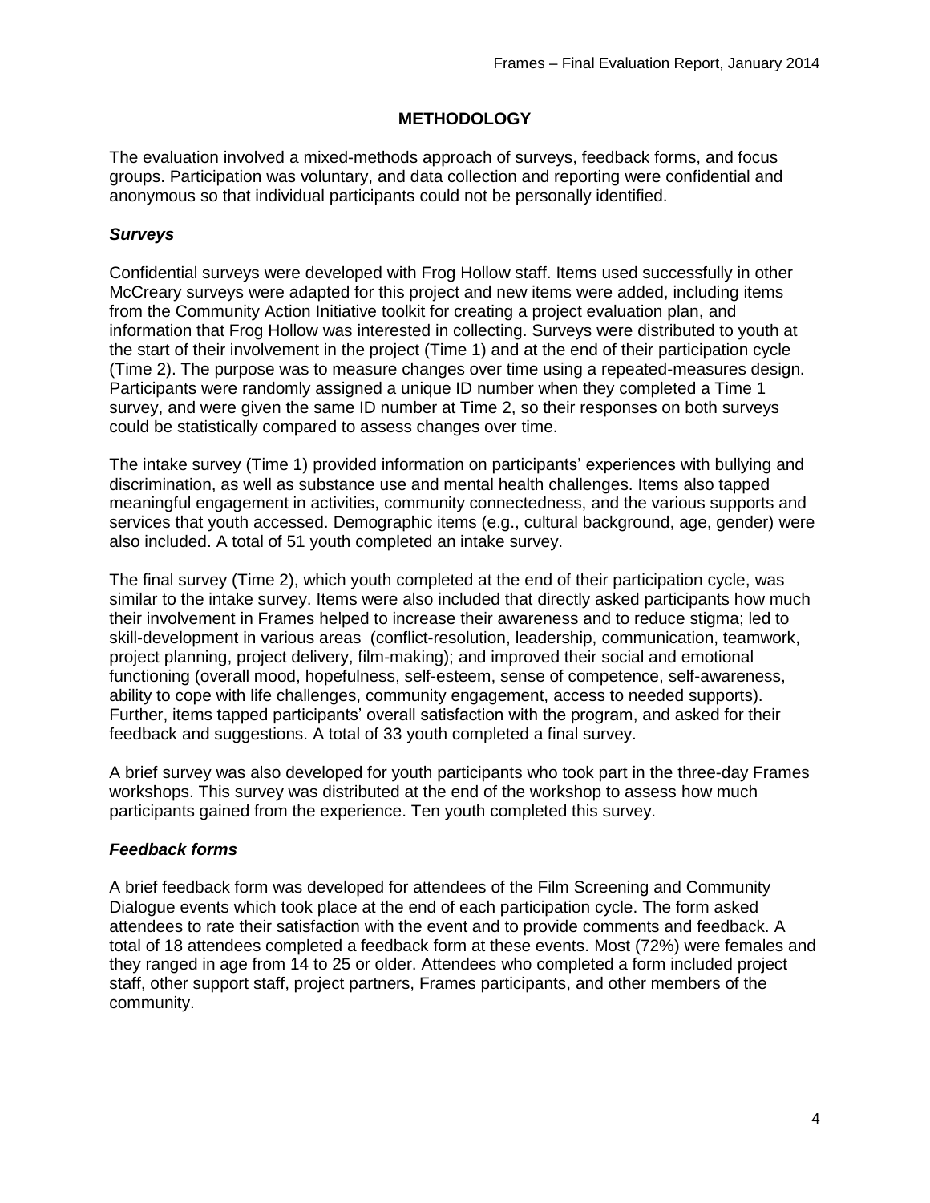## METHODOLOGY

The evaluation involved a mixed-methods approach of surveys, feedback forms, and focus groups. Participation was voluntary, and data collection and reporting were confidential and anonymous so that individual participants could not be personally identified.

### *Surveys*

Confidential surveys were developed with Frog Hollow staff. Items used successfully in other McCreary surveys were adapted for this project and new items were added, including items from the Community Action Initiative toolkit for creating a project evaluation plan, and information that Frog Hollow was interested in collecting. Surveys were distributed to youth at the start of their involvement in the project (Time 1) and at the end of their participation cycle (Time 2). The purpose was to measure changes over time using a repeated-measures design. Participants were randomly assigned a unique ID number when they completed a Time 1 survey, and were given the same ID number at Time 2, so their responses on both surveys could be statistically compared to assess changes over time.

The intake survey (Time 1) provided information on participants' experiences with bullying and discrimination, as well as substance use and mental health challenges. Items also tapped meaningful engagement in activities, community connectedness, and the various supports and services that youth accessed. Demographic items (e.g., cultural background, age, gender) were also included. A total of 51 youth completed an intake survey.

The final survey (Time 2), which youth completed at the end of their participation cycle, was similar to the intake survey. Items were also included that directly asked participants how much their involvement in Frames helped to increase their awareness and to reduce stigma; led to skill-development in various areas (conflict-resolution, leadership, communication, teamwork, project planning, project delivery, film-making); and improved their social and emotional functioning (overall mood, hopefulness, self-esteem, sense of competence, self-awareness, ability to cope with life challenges, community engagement, access to needed supports). Further, items tapped participants' overall satisfaction with the program, and asked for their feedback and suggestions. A total of 33 youth completed a final survey.

A brief survey was also developed for youth participants who took part in the three-day Frames workshops. This survey was distributed at the end of the workshop to assess how much participants gained from the experience. Ten youth completed this survey.

### *Feedback forms*

A brief feedback form was developed for attendees of the Film Screening and Community Dialogue events which took place at the end of each participation cycle. The form asked attendees to rate their satisfaction with the event and to provide comments and feedback. A total of 18 attendees completed a feedback form at these events. Most (72%) were females and they ranged in age from 14 to 25 or older. Attendees who completed a form included project staff, other support staff, project partners, Frames participants, and other members of the community.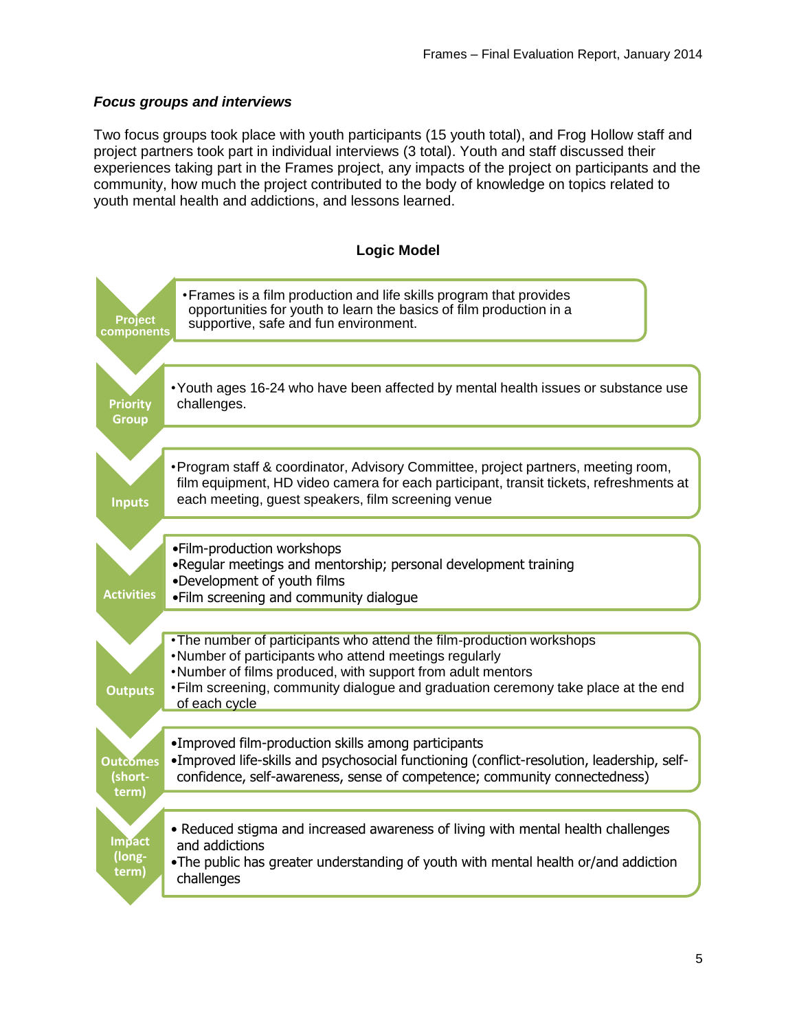***Focus groups and interviews***

Two focus groups took place with youth participants (15 youth total), and Frog Hollow staff and project partners took part in individual interviews (3 total). Youth and staff discussed their experiences taking part in the Frames project, any impacts of the project on participants and the community, how much the project contributed to the body of knowledge on topics related to youth mental health and addictions, and lessons learned.

**Logic Model**

| | |
|---|---|
| **Project components** | • Frames is a film production and life skills program that provides opportunities for youth to learn the basics of film production in a supportive, safe and fun environment. |
| **Priority Group** | • Youth ages 16-24 who have been affected by mental health issues or substance use challenges. |
| **Inputs** | • Program staff & coordinator, Advisory Committee, project partners, meeting room, film equipment, HD video camera for each participant, transit tickets, refreshments at each meeting, guest speakers, film screening venue |
| **Activities** | • Film-production workshops<br>• Regular meetings and mentorship; personal development training<br>• Development of youth films<br>• Film screening and community dialogue |
| **Outputs** | • The number of participants who attend the film-production workshops<br>• Number of participants who attend meetings regularly<br>• Number of films produced, with support from adult mentors<br>• Film screening, community dialogue and graduation ceremony take place at the end of each cycle |
| **Outcomes (short-term)** | • Improved film-production skills among participants<br>• Improved life-skills and psychosocial functioning (conflict-resolution, leadership, self-confidence, self-awareness, sense of competence; community connectedness) |
| **Impact (long-term)** | • Reduced stigma and increased awareness of living with mental health challenges and addictions<br>• The public has greater understanding of youth with mental health or/and addiction challenges |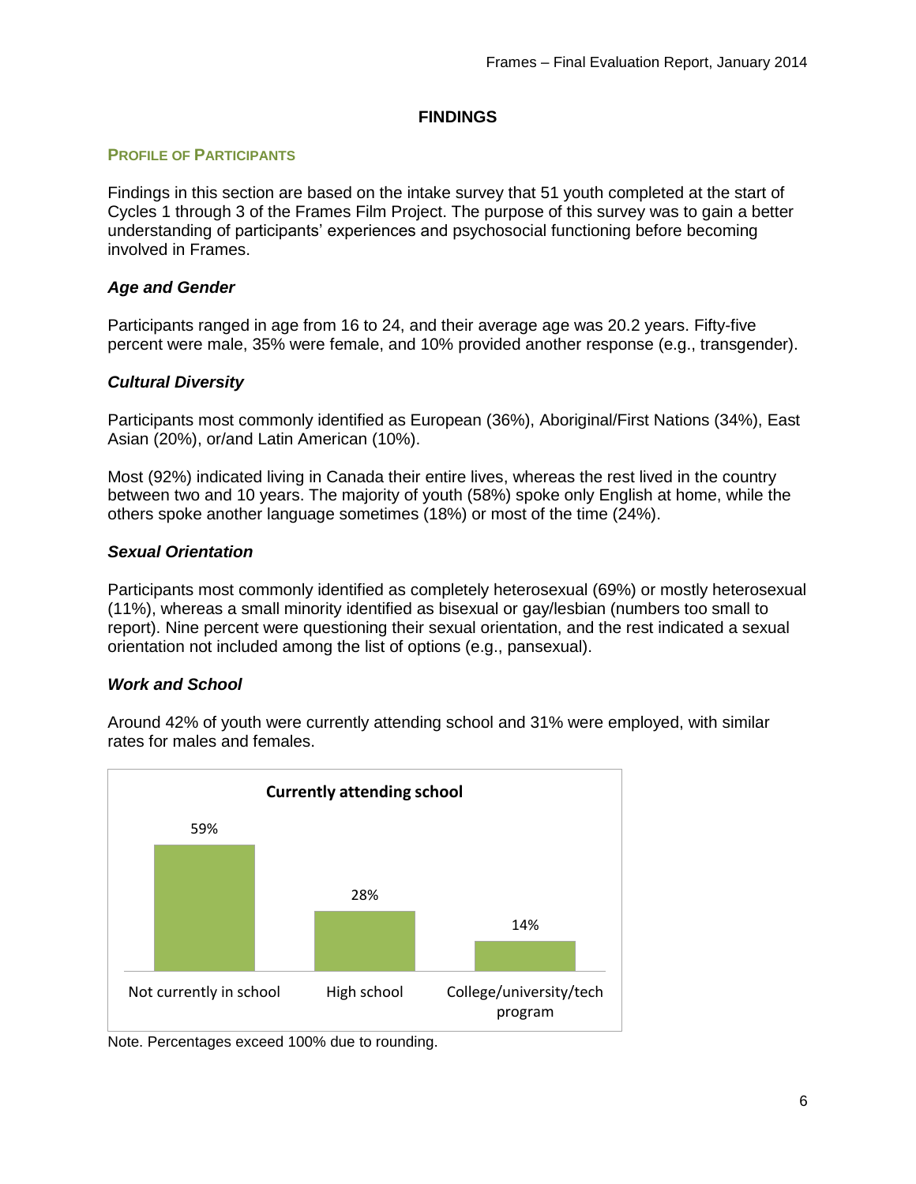# FINDINGS

## PROFILE OF PARTICIPANTS

Findings in this section are based on the intake survey that 51 youth completed at the start of Cycles 1 through 3 of the Frames Film Project. The purpose of this survey was to gain a better understanding of participants' experiences and psychosocial functioning before becoming involved in Frames.

### *Age and Gender*

Participants ranged in age from 16 to 24, and their average age was 20.2 years. Fifty-five percent were male, 35% were female, and 10% provided another response (e.g., transgender).

### *Cultural Diversity*

Participants most commonly identified as European (36%), Aboriginal/First Nations (34%), East Asian (20%), or/and Latin American (10%).

Most (92%) indicated living in Canada their entire lives, whereas the rest lived in the country between two and 10 years. The majority of youth (58%) spoke only English at home, while the others spoke another language sometimes (18%) or most of the time (24%).

### *Sexual Orientation*

Participants most commonly identified as completely heterosexual (69%) or mostly heterosexual (11%), whereas a small minority identified as bisexual or gay/lesbian (numbers too small to report). Nine percent were questioning their sexual orientation, and the rest indicated a sexual orientation not included among the list of options (e.g., pansexual).

### *Work and School*

Around 42% of youth were currently attending school and 31% were employed, with similar rates for males and females.

**Currently attending school**

| Not currently in school | High school | College/university/tech program |
|---|---|---|
| 59% | 28% | 14% |

Note. Percentages exceed 100% due to rounding.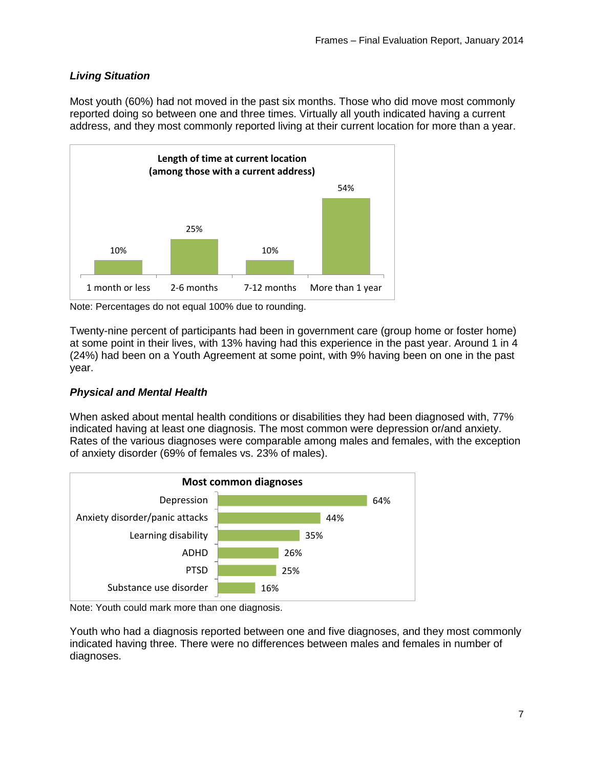### *Living Situation*

Most youth (60%) had not moved in the past six months. Those who did move most commonly reported doing so between one and three times. Virtually all youth indicated having a current address, and they most commonly reported living at their current location for more than a year.

**Length of time at current location (among those with a current address)**

| 1 month or less | 2-6 months | 7-12 months | More than 1 year |
|---|---|---|---|
| 10% | 25% | 10% | 54% |

Note: Percentages do not equal 100% due to rounding.

Twenty-nine percent of participants had been in government care (group home or foster home) at some point in their lives, with 13% having had this experience in the past year. Around 1 in 4 (24%) had been on a Youth Agreement at some point, with 9% having been on one in the past year.

### *Physical and Mental Health*

When asked about mental health conditions or disabilities they had been diagnosed with, 77% indicated having at least one diagnosis. The most common were depression or/and anxiety. Rates of the various diagnoses were comparable among males and females, with the exception of anxiety disorder (69% of females vs. 23% of males).

**Most common diagnoses**

| Diagnosis | % |
|---|---|
| Depression | 64% |
| Anxiety disorder/panic attacks | 44% |
| Learning disability | 35% |
| ADHD | 26% |
| PTSD | 25% |
| Substance use disorder | 16% |

Note: Youth could mark more than one diagnosis.

Youth who had a diagnosis reported between one and five diagnoses, and they most commonly indicated having three. There were no differences between males and females in number of diagnoses.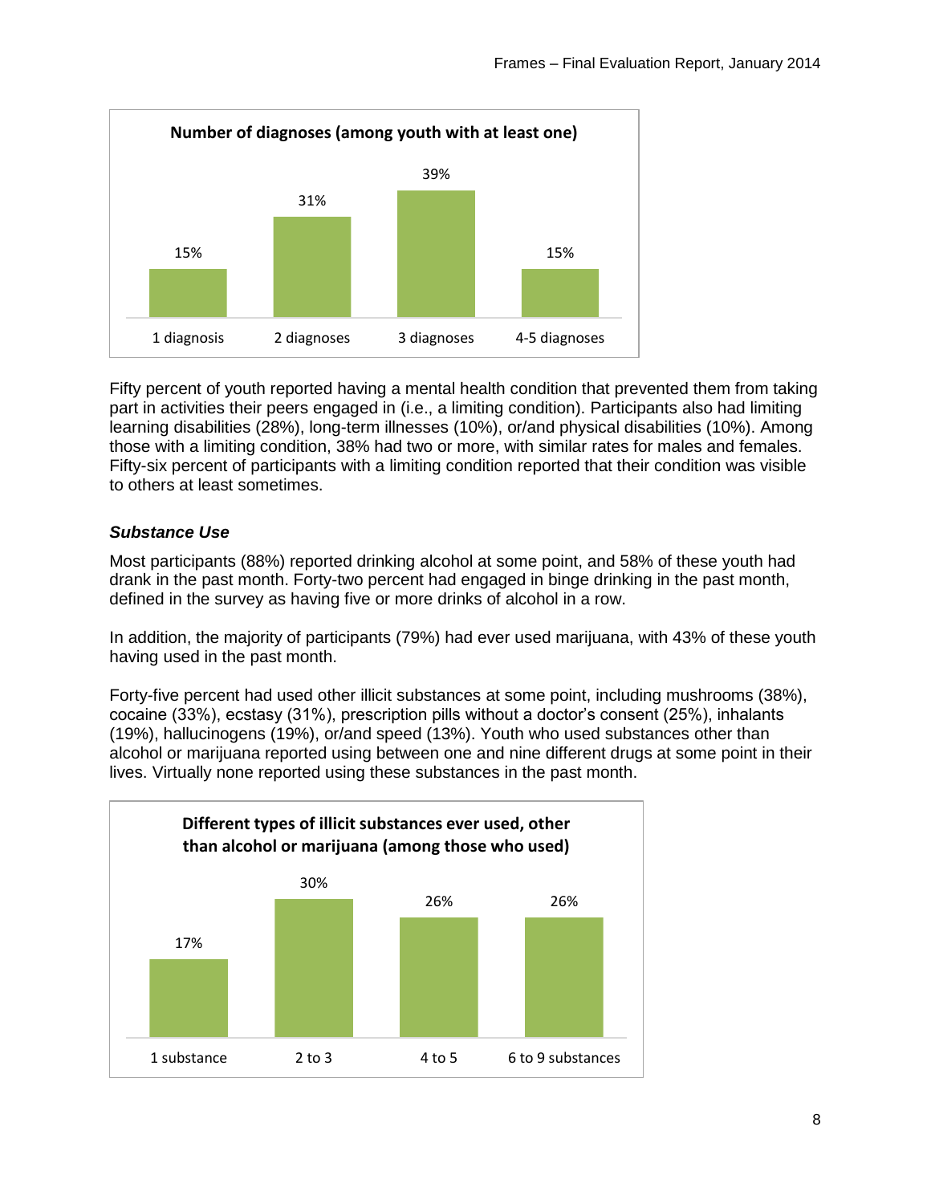**Number of diagnoses (among youth with at least one)**

| 1 diagnosis | 2 diagnoses | 3 diagnoses | 4-5 diagnoses |
|---|---|---|---|
| 15% | 31% | 39% | 15% |

Fifty percent of youth reported having a mental health condition that prevented them from taking part in activities their peers engaged in (i.e., a limiting condition). Participants also had limiting learning disabilities (28%), long-term illnesses (10%), or/and physical disabilities (10%). Among those with a limiting condition, 38% had two or more, with similar rates for males and females. Fifty-six percent of participants with a limiting condition reported that their condition was visible to others at least sometimes.

### *Substance Use*

Most participants (88%) reported drinking alcohol at some point, and 58% of these youth had drank in the past month. Forty-two percent had engaged in binge drinking in the past month, defined in the survey as having five or more drinks of alcohol in a row.

In addition, the majority of participants (79%) had ever used marijuana, with 43% of these youth having used in the past month.

Forty-five percent had used other illicit substances at some point, including mushrooms (38%), cocaine (33%), ecstasy (31%), prescription pills without a doctor's consent (25%), inhalants (19%), hallucinogens (19%), or/and speed (13%). Youth who used substances other than alcohol or marijuana reported using between one and nine different drugs at some point in their lives. Virtually none reported using these substances in the past month.

**Different types of illicit substances ever used, other than alcohol or marijuana (among those who used)**

| 1 substance | 2 to 3 | 4 to 5 | 6 to 9 substances |
|---|---|---|---|
| 17% | 30% | 26% | 26% |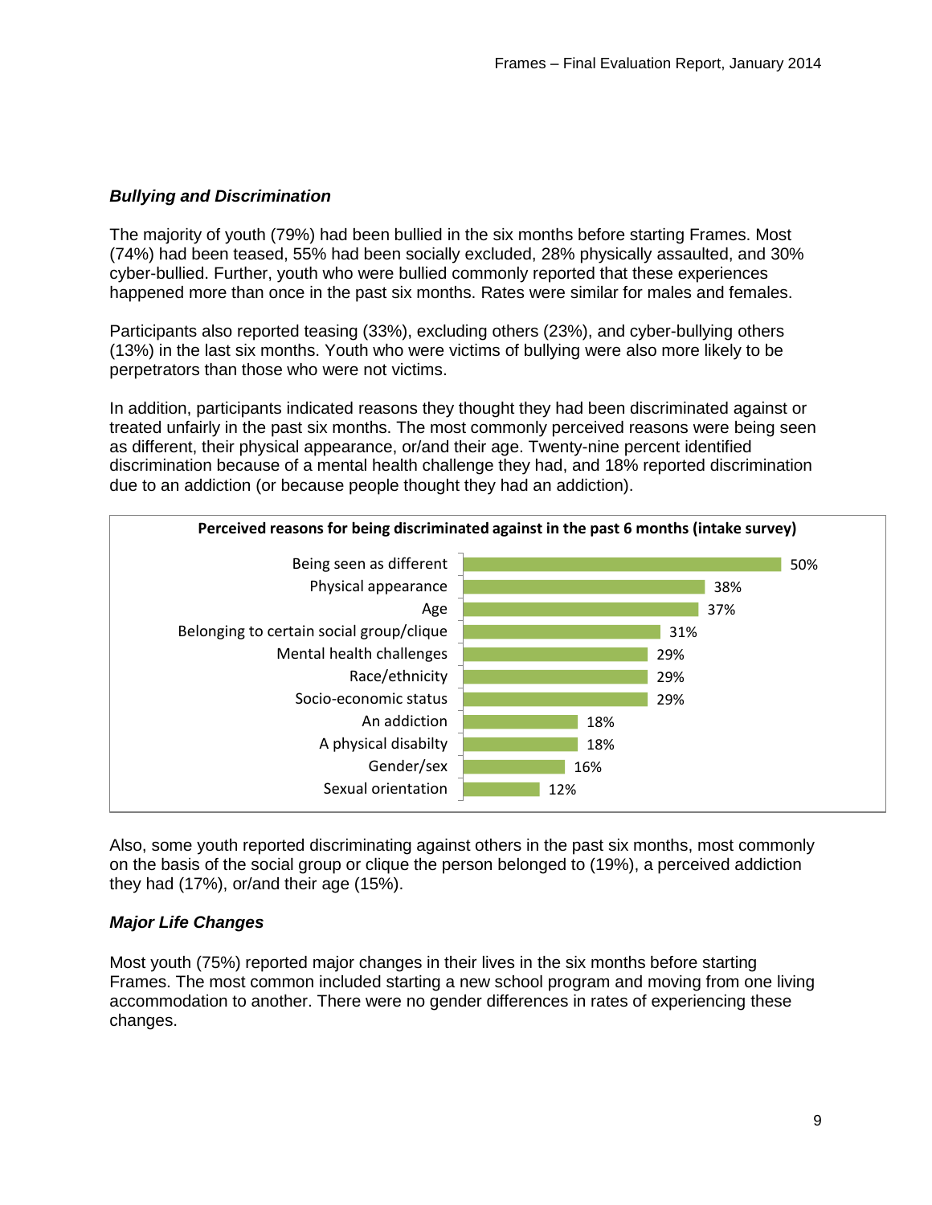### *Bullying and Discrimination*

The majority of youth (79%) had been bullied in the six months before starting Frames. Most (74%) had been teased, 55% had been socially excluded, 28% physically assaulted, and 30% cyber-bullied. Further, youth who were bullied commonly reported that these experiences happened more than once in the past six months. Rates were similar for males and females.

Participants also reported teasing (33%), excluding others (23%), and cyber-bullying others (13%) in the last six months. Youth who were victims of bullying were also more likely to be perpetrators than those who were not victims.

In addition, participants indicated reasons they thought they had been discriminated against or treated unfairly in the past six months. The most commonly perceived reasons were being seen as different, their physical appearance, or/and their age. Twenty-nine percent identified discrimination because of a mental health challenge they had, and 18% reported discrimination due to an addiction (or because people thought they had an addiction).

**Perceived reasons for being discriminated against in the past 6 months (intake survey)**

| Reason | Percent |
|---|---|
| Being seen as different | 50% |
| Physical appearance | 38% |
| Age | 37% |
| Belonging to certain social group/clique | 31% |
| Mental health challenges | 29% |
| Race/ethnicity | 29% |
| Socio-economic status | 29% |
| An addiction | 18% |
| A physical disabilty | 18% |
| Gender/sex | 16% |
| Sexual orientation | 12% |

Also, some youth reported discriminating against others in the past six months, most commonly on the basis of the social group or clique the person belonged to (19%), a perceived addiction they had (17%), or/and their age (15%).

### *Major Life Changes*

Most youth (75%) reported major changes in their lives in the six months before starting Frames. The most common included starting a new school program and moving from one living accommodation to another. There were no gender differences in rates of experiencing these changes.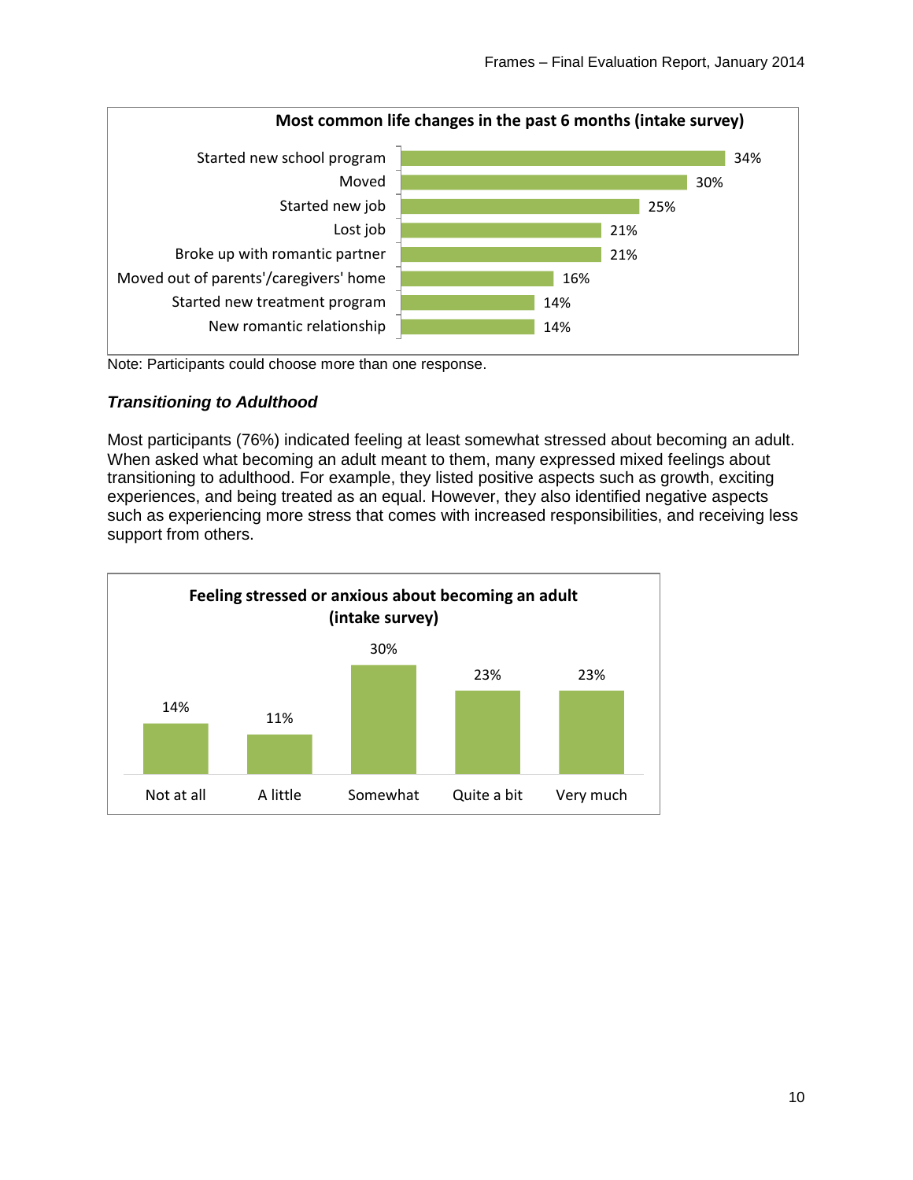**Most common life changes in the past 6 months (intake survey)**

| Life change | % |
|---|---|
| Started new school program | 34% |
| Moved | 30% |
| Started new job | 25% |
| Lost job | 21% |
| Broke up with romantic partner | 21% |
| Moved out of parents'/caregivers' home | 16% |
| Started new treatment program | 14% |
| New romantic relationship | 14% |

Note: Participants could choose more than one response.

### *Transitioning to Adulthood*

Most participants (76%) indicated feeling at least somewhat stressed about becoming an adult. When asked what becoming an adult meant to them, many expressed mixed feelings about transitioning to adulthood. For example, they listed positive aspects such as growth, exciting experiences, and being treated as an equal. However, they also identified negative aspects such as experiencing more stress that comes with increased responsibilities, and receiving less support from others.

**Feeling stressed or anxious about becoming an adult (intake survey)**

| Not at all | A little | Somewhat | Quite a bit | Very much |
|---|---|---|---|---|
| 14% | 11% | 30% | 23% | 23% |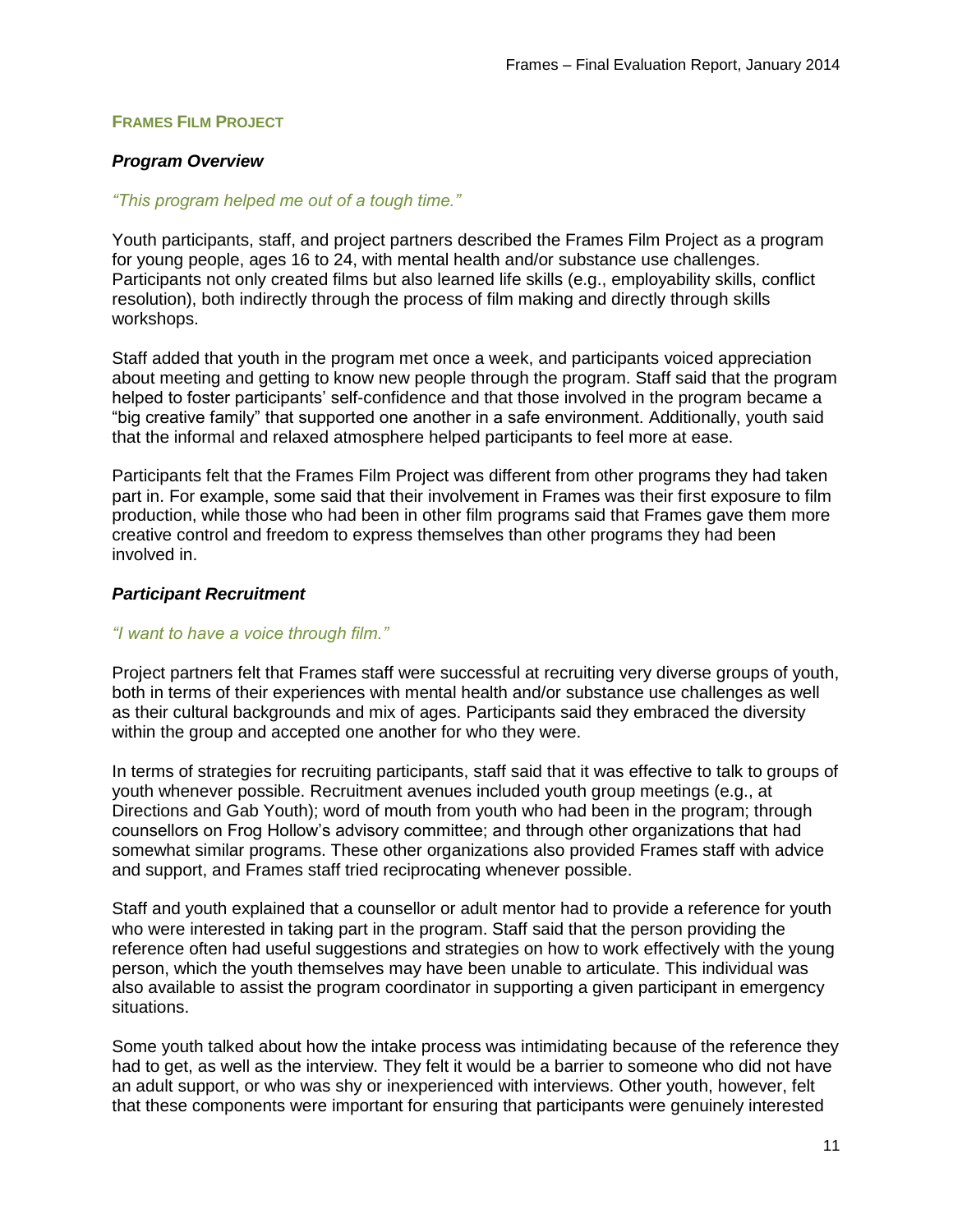## FRAMES FILM PROJECT

### *Program Overview*

*"This program helped me out of a tough time."*

Youth participants, staff, and project partners described the Frames Film Project as a program for young people, ages 16 to 24, with mental health and/or substance use challenges. Participants not only created films but also learned life skills (e.g., employability skills, conflict resolution), both indirectly through the process of film making and directly through skills workshops.

Staff added that youth in the program met once a week, and participants voiced appreciation about meeting and getting to know new people through the program. Staff said that the program helped to foster participants' self-confidence and that those involved in the program became a "big creative family" that supported one another in a safe environment. Additionally, youth said that the informal and relaxed atmosphere helped participants to feel more at ease.

Participants felt that the Frames Film Project was different from other programs they had taken part in. For example, some said that their involvement in Frames was their first exposure to film production, while those who had been in other film programs said that Frames gave them more creative control and freedom to express themselves than other programs they had been involved in.

### *Participant Recruitment*

*"I want to have a voice through film."*

Project partners felt that Frames staff were successful at recruiting very diverse groups of youth, both in terms of their experiences with mental health and/or substance use challenges as well as their cultural backgrounds and mix of ages. Participants said they embraced the diversity within the group and accepted one another for who they were.

In terms of strategies for recruiting participants, staff said that it was effective to talk to groups of youth whenever possible. Recruitment avenues included youth group meetings (e.g., at Directions and Gab Youth); word of mouth from youth who had been in the program; through counsellors on Frog Hollow's advisory committee; and through other organizations that had somewhat similar programs. These other organizations also provided Frames staff with advice and support, and Frames staff tried reciprocating whenever possible.

Staff and youth explained that a counsellor or adult mentor had to provide a reference for youth who were interested in taking part in the program. Staff said that the person providing the reference often had useful suggestions and strategies on how to work effectively with the young person, which the youth themselves may have been unable to articulate. This individual was also available to assist the program coordinator in supporting a given participant in emergency situations.

Some youth talked about how the intake process was intimidating because of the reference they had to get, as well as the interview. They felt it would be a barrier to someone who did not have an adult support, or who was shy or inexperienced with interviews. Other youth, however, felt that these components were important for ensuring that participants were genuinely interested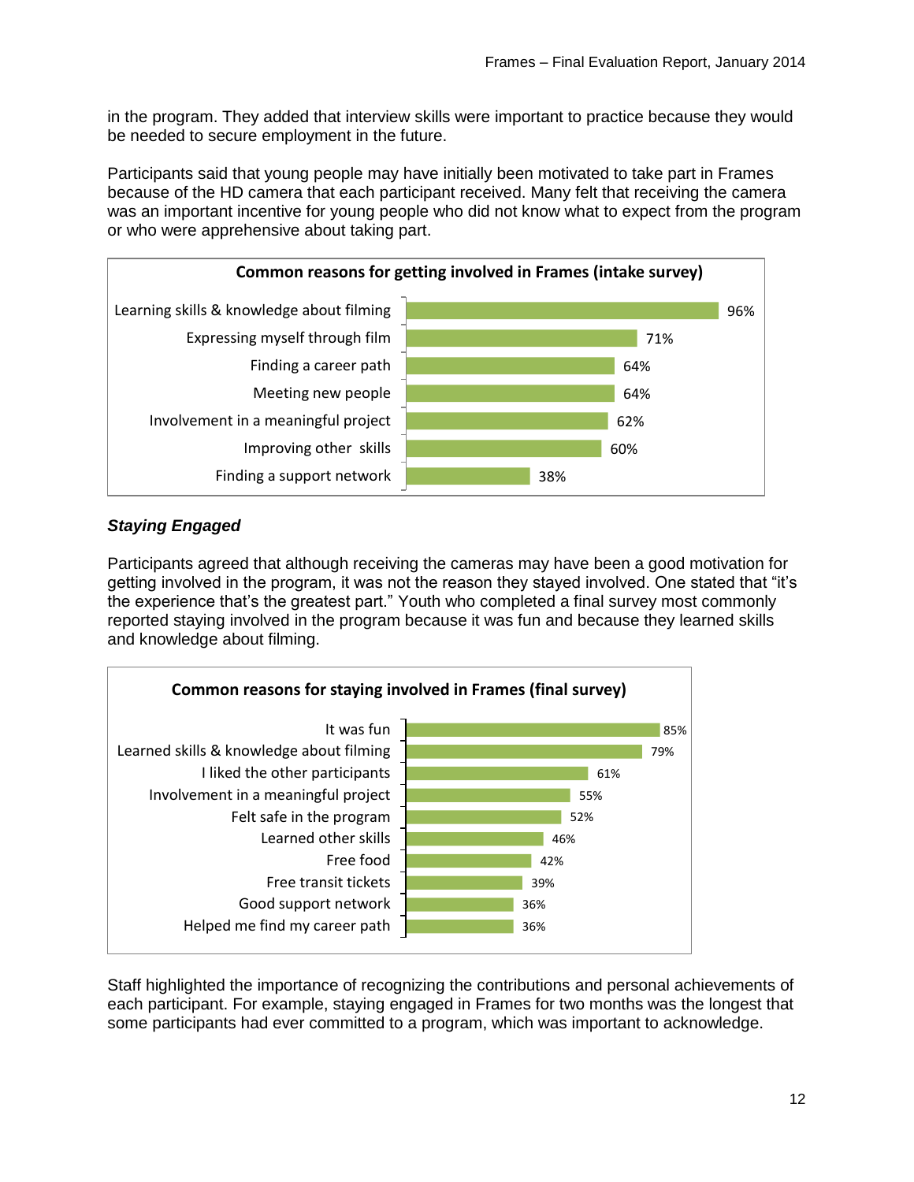in the program. They added that interview skills were important to practice because they would be needed to secure employment in the future.

Participants said that young people may have initially been motivated to take part in Frames because of the HD camera that each participant received. Many felt that receiving the camera was an important incentive for young people who did not know what to expect from the program or who were apprehensive about taking part.

**Common reasons for getting involved in Frames (intake survey)**

| Reason | Percentage |
| --- | --- |
| Learning skills & knowledge about filming | 96% |
| Expressing myself through film | 71% |
| Finding a career path | 64% |
| Meeting new people | 64% |
| Involvement in a meaningful project | 62% |
| Improving other skills | 60% |
| Finding a support network | 38% |

### *Staying Engaged*

Participants agreed that although receiving the cameras may have been a good motivation for getting involved in the program, it was not the reason they stayed involved. One stated that "it's the experience that's the greatest part." Youth who completed a final survey most commonly reported staying involved in the program because it was fun and because they learned skills and knowledge about filming.

**Common reasons for staying involved in Frames (final survey)**

| Reason | Percentage |
| --- | --- |
| It was fun | 85% |
| Learned skills & knowledge about filming | 79% |
| I liked the other participants | 61% |
| Involvement in a meaningful project | 55% |
| Felt safe in the program | 52% |
| Learned other skills | 46% |
| Free food | 42% |
| Free transit tickets | 39% |
| Good support network | 36% |
| Helped me find my career path | 36% |

Staff highlighted the importance of recognizing the contributions and personal achievements of each participant. For example, staying engaged in Frames for two months was the longest that some participants had ever committed to a program, which was important to acknowledge.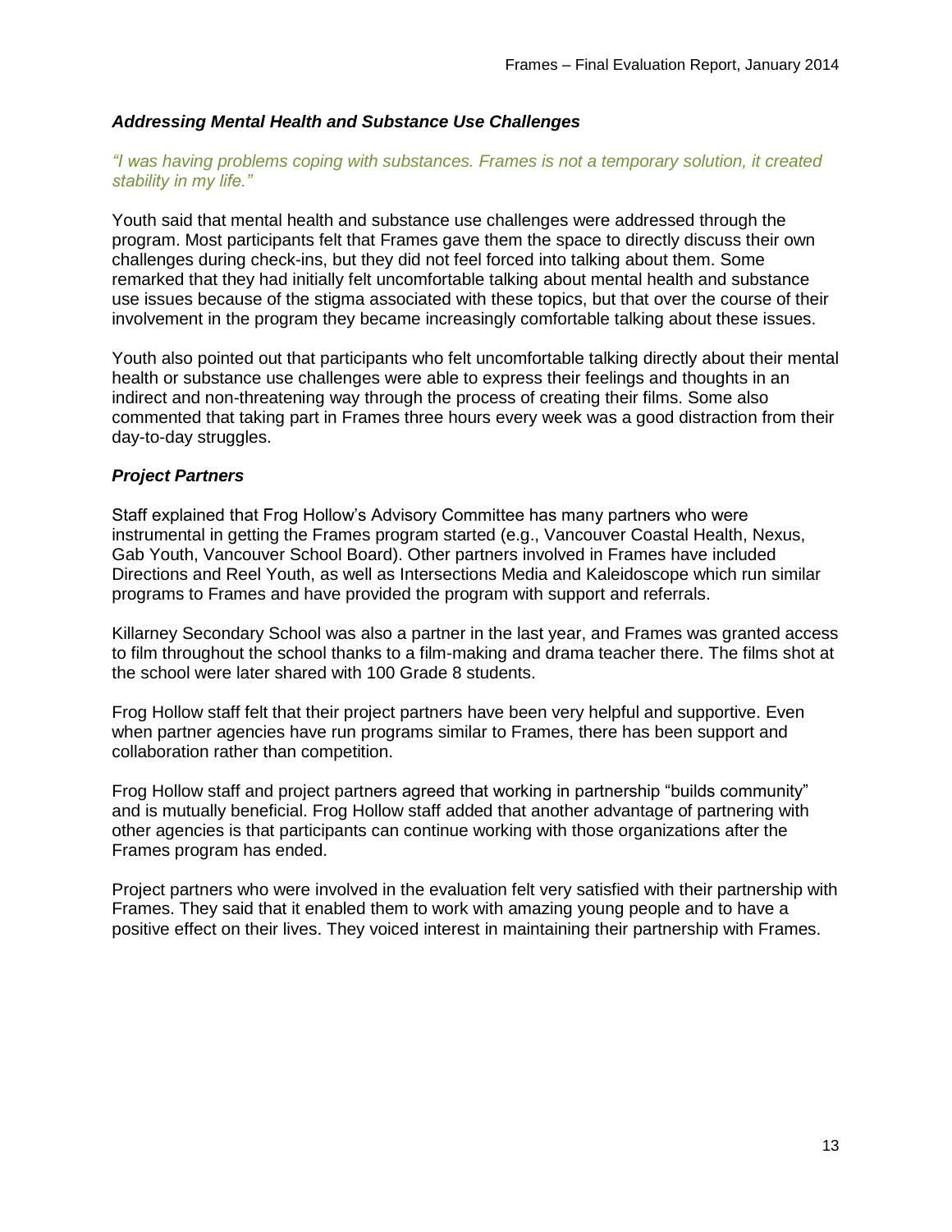### *Addressing Mental Health and Substance Use Challenges*

*"I was having problems coping with substances. Frames is not a temporary solution, it created stability in my life."*

Youth said that mental health and substance use challenges were addressed through the program. Most participants felt that Frames gave them the space to directly discuss their own challenges during check-ins, but they did not feel forced into talking about them. Some remarked that they had initially felt uncomfortable talking about mental health and substance use issues because of the stigma associated with these topics, but that over the course of their involvement in the program they became increasingly comfortable talking about these issues.

Youth also pointed out that participants who felt uncomfortable talking directly about their mental health or substance use challenges were able to express their feelings and thoughts in an indirect and non-threatening way through the process of creating their films. Some also commented that taking part in Frames three hours every week was a good distraction from their day-to-day struggles.

### *Project Partners*

Staff explained that Frog Hollow's Advisory Committee has many partners who were instrumental in getting the Frames program started (e.g., Vancouver Coastal Health, Nexus, Gab Youth, Vancouver School Board). Other partners involved in Frames have included Directions and Reel Youth, as well as Intersections Media and Kaleidoscope which run similar programs to Frames and have provided the program with support and referrals.

Killarney Secondary School was also a partner in the last year, and Frames was granted access to film throughout the school thanks to a film-making and drama teacher there. The films shot at the school were later shared with 100 Grade 8 students.

Frog Hollow staff felt that their project partners have been very helpful and supportive. Even when partner agencies have run programs similar to Frames, there has been support and collaboration rather than competition.

Frog Hollow staff and project partners agreed that working in partnership "builds community" and is mutually beneficial. Frog Hollow staff added that another advantage of partnering with other agencies is that participants can continue working with those organizations after the Frames program has ended.

Project partners who were involved in the evaluation felt very satisfied with their partnership with Frames. They said that it enabled them to work with amazing young people and to have a positive effect on their lives. They voiced interest in maintaining their partnership with Frames.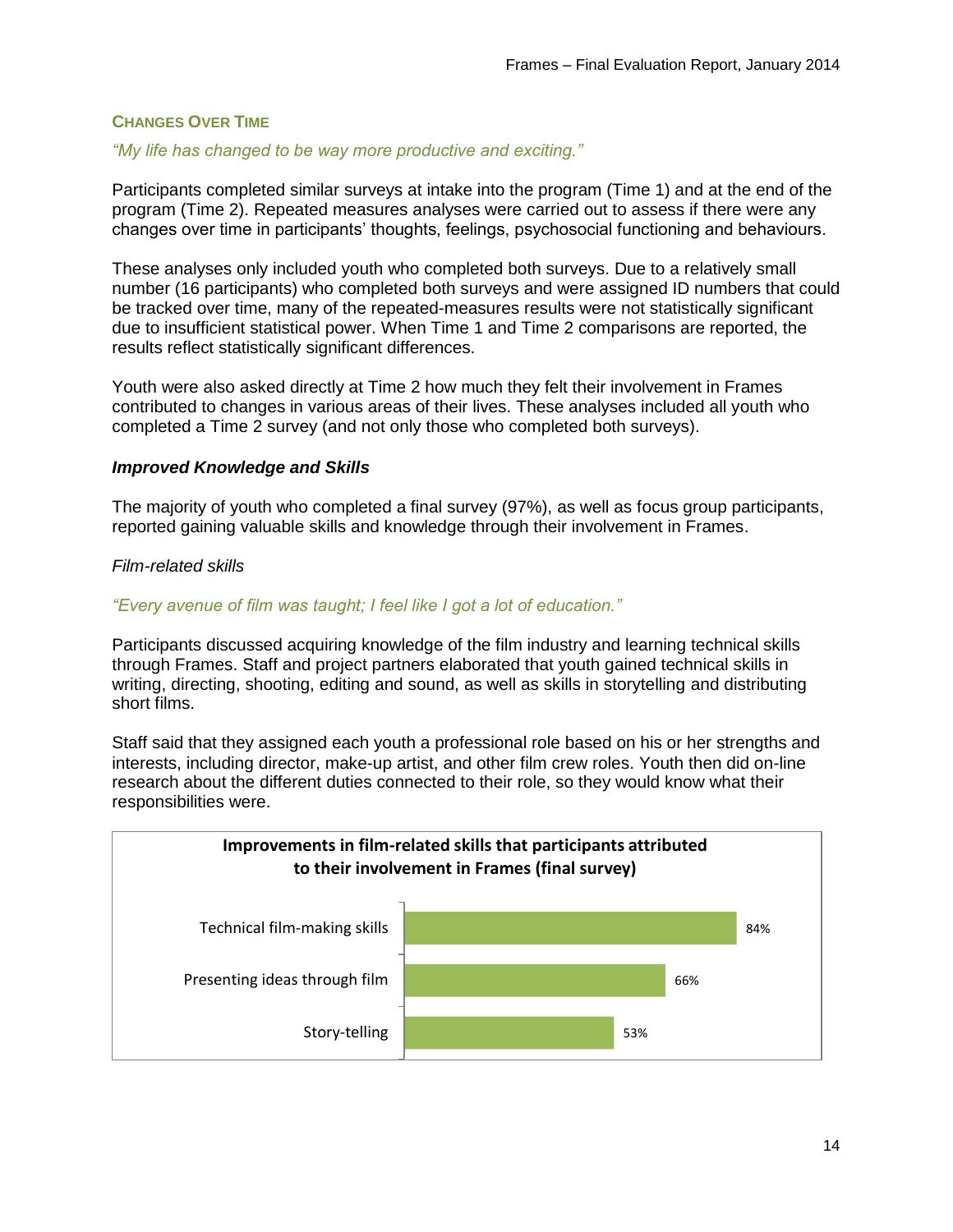## Changes Over Time

*"My life has changed to be way more productive and exciting."*

Participants completed similar surveys at intake into the program (Time 1) and at the end of the program (Time 2). Repeated measures analyses were carried out to assess if there were any changes over time in participants' thoughts, feelings, psychosocial functioning and behaviours.

These analyses only included youth who completed both surveys. Due to a relatively small number (16 participants) who completed both surveys and were assigned ID numbers that could be tracked over time, many of the repeated-measures results were not statistically significant due to insufficient statistical power. When Time 1 and Time 2 comparisons are reported, the results reflect statistically significant differences.

Youth were also asked directly at Time 2 how much they felt their involvement in Frames contributed to changes in various areas of their lives. These analyses included all youth who completed a Time 2 survey (and not only those who completed both surveys).

### *Improved Knowledge and Skills*

The majority of youth who completed a final survey (97%), as well as focus group participants, reported gaining valuable skills and knowledge through their involvement in Frames.

*Film-related skills*

*"Every avenue of film was taught; I feel like I got a lot of education."*

Participants discussed acquiring knowledge of the film industry and learning technical skills through Frames. Staff and project partners elaborated that youth gained technical skills in writing, directing, shooting, editing and sound, as well as skills in storytelling and distributing short films.

Staff said that they assigned each youth a professional role based on his or her strengths and interests, including director, make-up artist, and other film crew roles. Youth then did on-line research about the different duties connected to their role, so they would know what their responsibilities were.

**Improvements in film-related skills that participants attributed to their involvement in Frames (final survey)**

| Skill | Percentage |
|---|---|
| Technical film-making skills | 84% |
| Presenting ideas through film | 66% |
| Story-telling | 53% |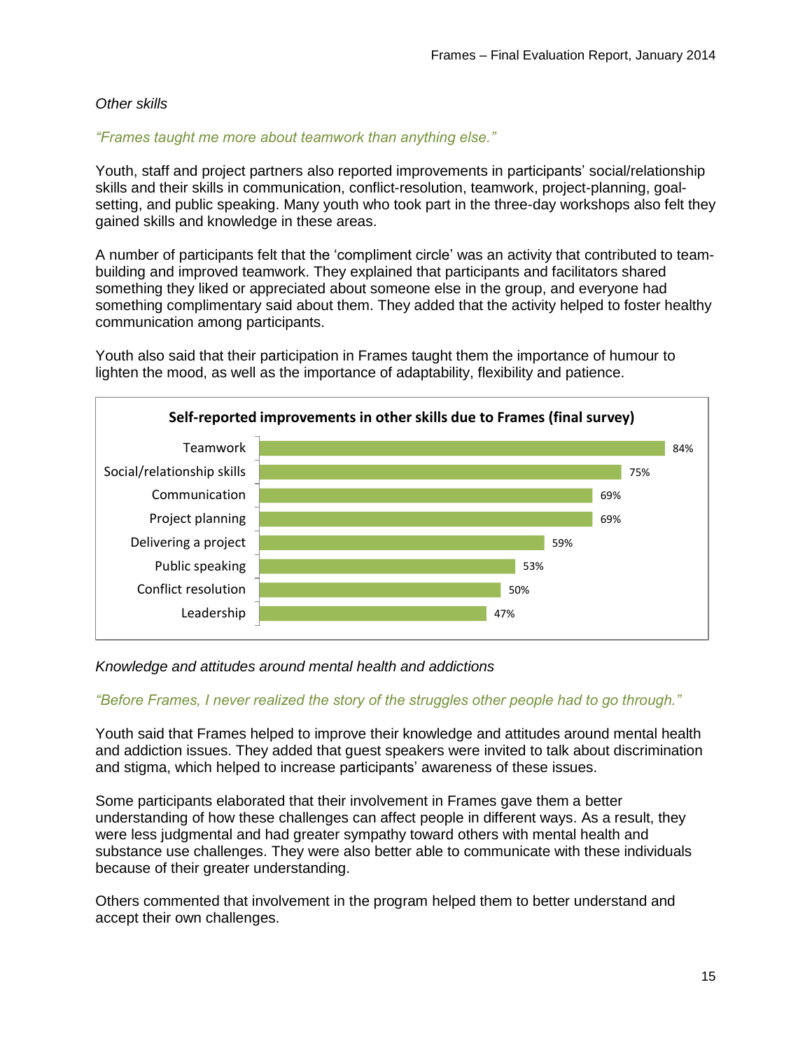*Other skills*

*“Frames taught me more about teamwork than anything else.”*

Youth, staff and project partners also reported improvements in participants’ social/relationship skills and their skills in communication, conflict-resolution, teamwork, project-planning, goal-setting, and public speaking. Many youth who took part in the three-day workshops also felt they gained skills and knowledge in these areas.

A number of participants felt that the ‘compliment circle’ was an activity that contributed to team-building and improved teamwork. They explained that participants and facilitators shared something they liked or appreciated about someone else in the group, and everyone had something complimentary said about them. They added that the activity helped to foster healthy communication among participants.

Youth also said that their participation in Frames taught them the importance of humour to lighten the mood, as well as the importance of adaptability, flexibility and patience.

**Self-reported improvements in other skills due to Frames (final survey)**

| Skill | % |
|---|---|
| Teamwork | 84% |
| Social/relationship skills | 75% |
| Communication | 69% |
| Project planning | 69% |
| Delivering a project | 59% |
| Public speaking | 53% |
| Conflict resolution | 50% |
| Leadership | 47% |

*Knowledge and attitudes around mental health and addictions*

*“Before Frames, I never realized the story of the struggles other people had to go through.”*

Youth said that Frames helped to improve their knowledge and attitudes around mental health and addiction issues. They added that guest speakers were invited to talk about discrimination and stigma, which helped to increase participants’ awareness of these issues.

Some participants elaborated that their involvement in Frames gave them a better understanding of how these challenges can affect people in different ways. As a result, they were less judgmental and had greater sympathy toward others with mental health and substance use challenges. They were also better able to communicate with these individuals because of their greater understanding.

Others commented that involvement in the program helped them to better understand and accept their own challenges.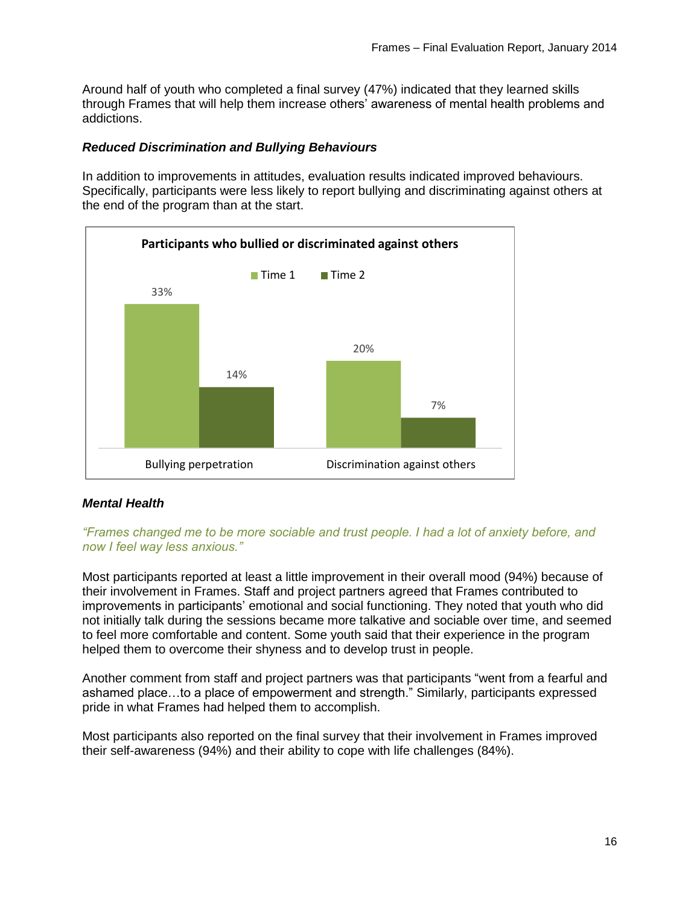Around half of youth who completed a final survey (47%) indicated that they learned skills through Frames that will help them increase others' awareness of mental health problems and addictions.

### *Reduced Discrimination and Bullying Behaviours*

In addition to improvements in attitudes, evaluation results indicated improved behaviours. Specifically, participants were less likely to report bullying and discriminating against others at the end of the program than at the start.

**Participants who bullied or discriminated against others**

| | Time 1 | Time 2 |
|---|---|---|
| Bullying perpetration | 33% | 14% |
| Discrimination against others | 20% | 7% |

### *Mental Health*

*"Frames changed me to be more sociable and trust people. I had a lot of anxiety before, and now I feel way less anxious."*

Most participants reported at least a little improvement in their overall mood (94%) because of their involvement in Frames. Staff and project partners agreed that Frames contributed to improvements in participants' emotional and social functioning. They noted that youth who did not initially talk during the sessions became more talkative and sociable over time, and seemed to feel more comfortable and content. Some youth said that their experience in the program helped them to overcome their shyness and to develop trust in people.

Another comment from staff and project partners was that participants "went from a fearful and ashamed place…to a place of empowerment and strength." Similarly, participants expressed pride in what Frames had helped them to accomplish.

Most participants also reported on the final survey that their involvement in Frames improved their self-awareness (94%) and their ability to cope with life challenges (84%).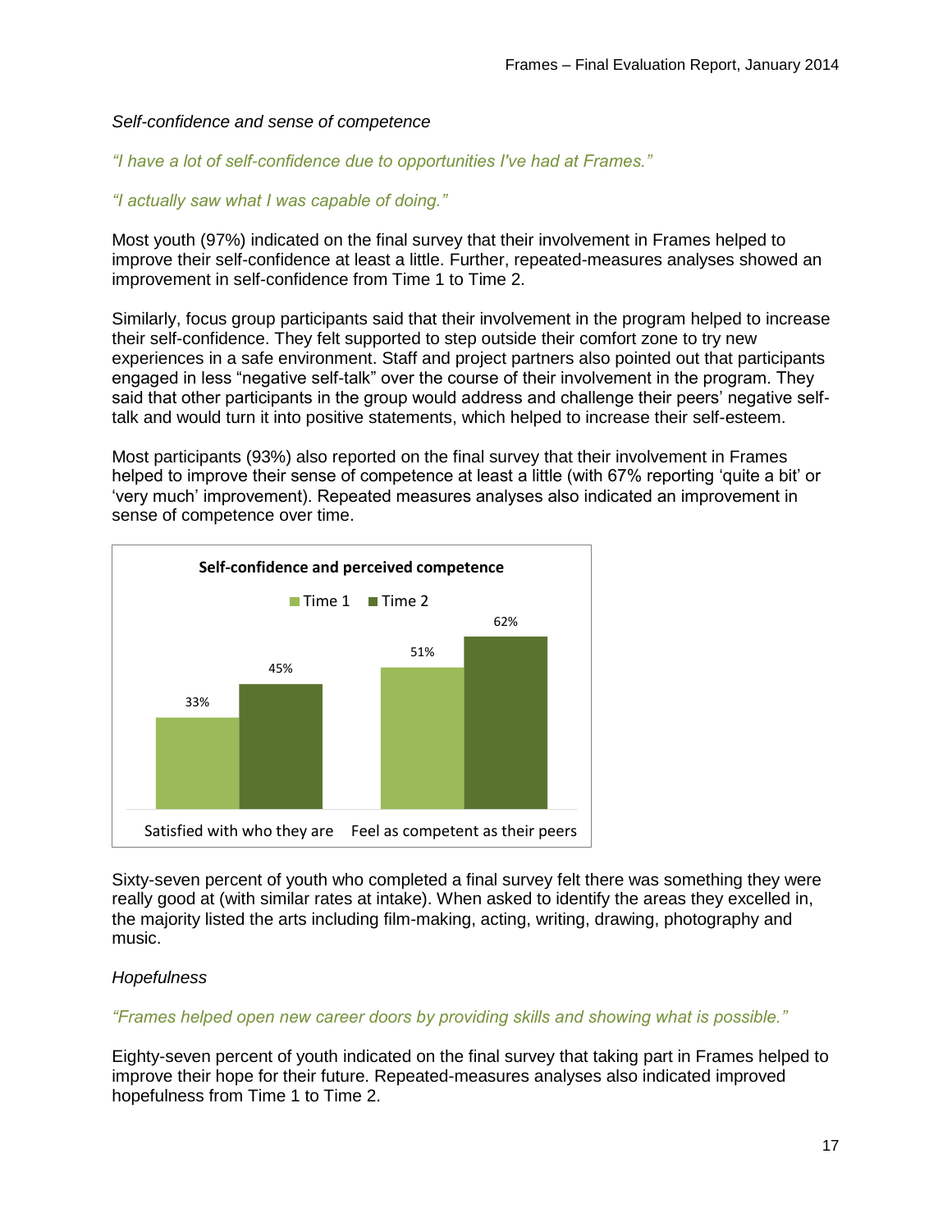*Self-confidence and sense of competence*

*"I have a lot of self-confidence due to opportunities I've had at Frames."*

*"I actually saw what I was capable of doing."*

Most youth (97%) indicated on the final survey that their involvement in Frames helped to improve their self-confidence at least a little. Further, repeated-measures analyses showed an improvement in self-confidence from Time 1 to Time 2.

Similarly, focus group participants said that their involvement in the program helped to increase their self-confidence. They felt supported to step outside their comfort zone to try new experiences in a safe environment. Staff and project partners also pointed out that participants engaged in less "negative self-talk" over the course of their involvement in the program. They said that other participants in the group would address and challenge their peers' negative self-talk and would turn it into positive statements, which helped to increase their self-esteem.

Most participants (93%) also reported on the final survey that their involvement in Frames helped to improve their sense of competence at least a little (with 67% reporting 'quite a bit' or 'very much' improvement). Repeated measures analyses also indicated an improvement in sense of competence over time.

**Self-confidence and perceived competence**

| | Time 1 | Time 2 |
|---|---|---|
| Satisfied with who they are | 33% | 45% |
| Feel as competent as their peers | 51% | 62% |

Sixty-seven percent of youth who completed a final survey felt there was something they were really good at (with similar rates at intake). When asked to identify the areas they excelled in, the majority listed the arts including film-making, acting, writing, drawing, photography and music.

*Hopefulness*

*"Frames helped open new career doors by providing skills and showing what is possible."*

Eighty-seven percent of youth indicated on the final survey that taking part in Frames helped to improve their hope for their future. Repeated-measures analyses also indicated improved hopefulness from Time 1 to Time 2.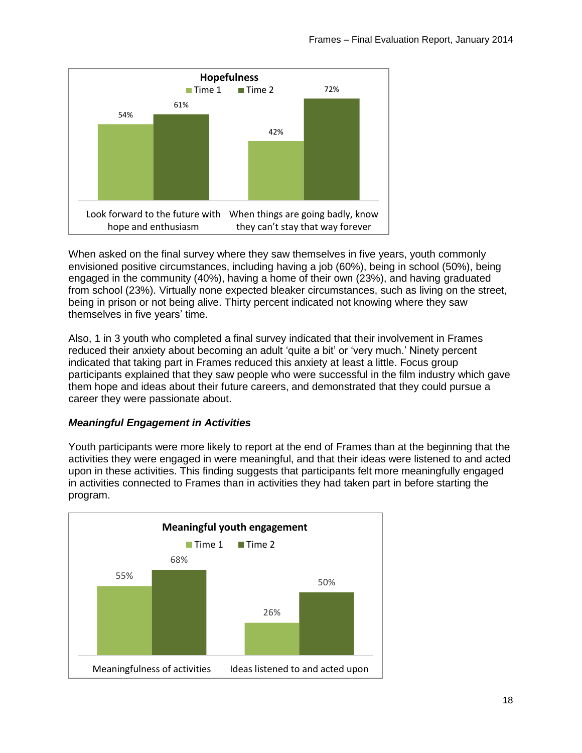**Hopefulness**

| | Time 1 | Time 2 |
|---|---|---|
| Look forward to the future with hope and enthusiasm | 54% | 61% |
| When things are going badly, know they can't stay that way forever | 42% | 72% |

When asked on the final survey where they saw themselves in five years, youth commonly envisioned positive circumstances, including having a job (60%), being in school (50%), being engaged in the community (40%), having a home of their own (23%), and having graduated from school (23%). Virtually none expected bleaker circumstances, such as living on the street, being in prison or not being alive. Thirty percent indicated not knowing where they saw themselves in five years' time.

Also, 1 in 3 youth who completed a final survey indicated that their involvement in Frames reduced their anxiety about becoming an adult 'quite a bit' or 'very much.' Ninety percent indicated that taking part in Frames reduced this anxiety at least a little. Focus group participants explained that they saw people who were successful in the film industry which gave them hope and ideas about their future careers, and demonstrated that they could pursue a career they were passionate about.

### *Meaningful Engagement in Activities*

Youth participants were more likely to report at the end of Frames than at the beginning that the activities they were engaged in were meaningful, and that their ideas were listened to and acted upon in these activities. This finding suggests that participants felt more meaningfully engaged in activities connected to Frames than in activities they had taken part in before starting the program.

**Meaningful youth engagement**

| | Time 1 | Time 2 |
|---|---|---|
| Meaningfulness of activities | 55% | 68% |
| Ideas listened to and acted upon | 26% | 50% |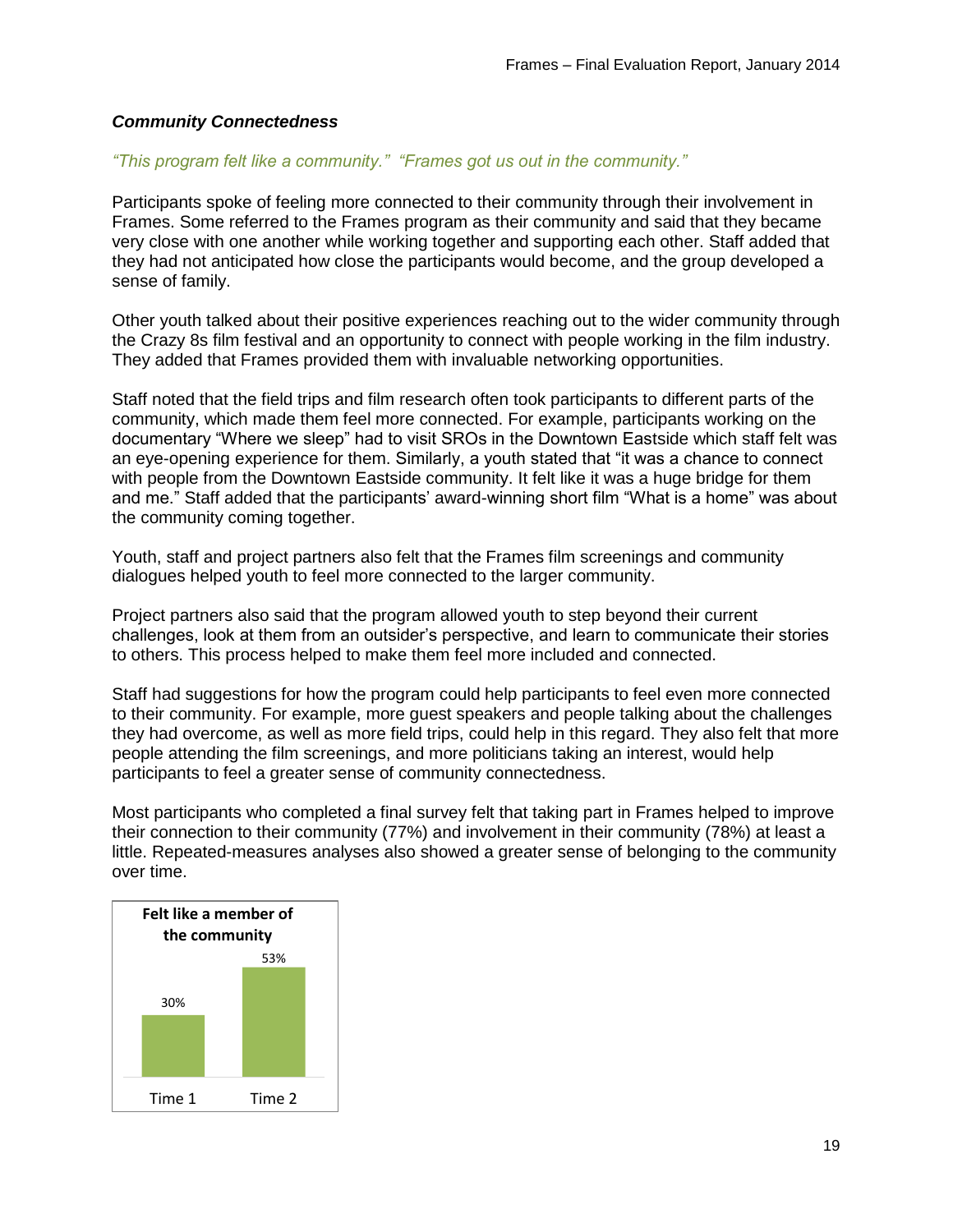### *Community Connectedness*

*"This program felt like a community." "Frames got us out in the community."*

Participants spoke of feeling more connected to their community through their involvement in Frames. Some referred to the Frames program as their community and said that they became very close with one another while working together and supporting each other. Staff added that they had not anticipated how close the participants would become, and the group developed a sense of family.

Other youth talked about their positive experiences reaching out to the wider community through the Crazy 8s film festival and an opportunity to connect with people working in the film industry. They added that Frames provided them with invaluable networking opportunities.

Staff noted that the field trips and film research often took participants to different parts of the community, which made them feel more connected. For example, participants working on the documentary "Where we sleep" had to visit SROs in the Downtown Eastside which staff felt was an eye-opening experience for them. Similarly, a youth stated that "it was a chance to connect with people from the Downtown Eastside community. It felt like it was a huge bridge for them and me." Staff added that the participants' award-winning short film "What is a home" was about the community coming together.

Youth, staff and project partners also felt that the Frames film screenings and community dialogues helped youth to feel more connected to the larger community.

Project partners also said that the program allowed youth to step beyond their current challenges, look at them from an outsider's perspective, and learn to communicate their stories to others. This process helped to make them feel more included and connected.

Staff had suggestions for how the program could help participants to feel even more connected to their community. For example, more guest speakers and people talking about the challenges they had overcome, as well as more field trips, could help in this regard. They also felt that more people attending the film screenings, and more politicians taking an interest, would help participants to feel a greater sense of community connectedness.

Most participants who completed a final survey felt that taking part in Frames helped to improve their connection to their community (77%) and involvement in their community (78%) at least a little. Repeated-measures analyses also showed a greater sense of belonging to the community over time.

**Felt like a member of the community**

| | Time 1 | Time 2 |
|---|---|---|
| Felt like a member of the community | 30% | 53% |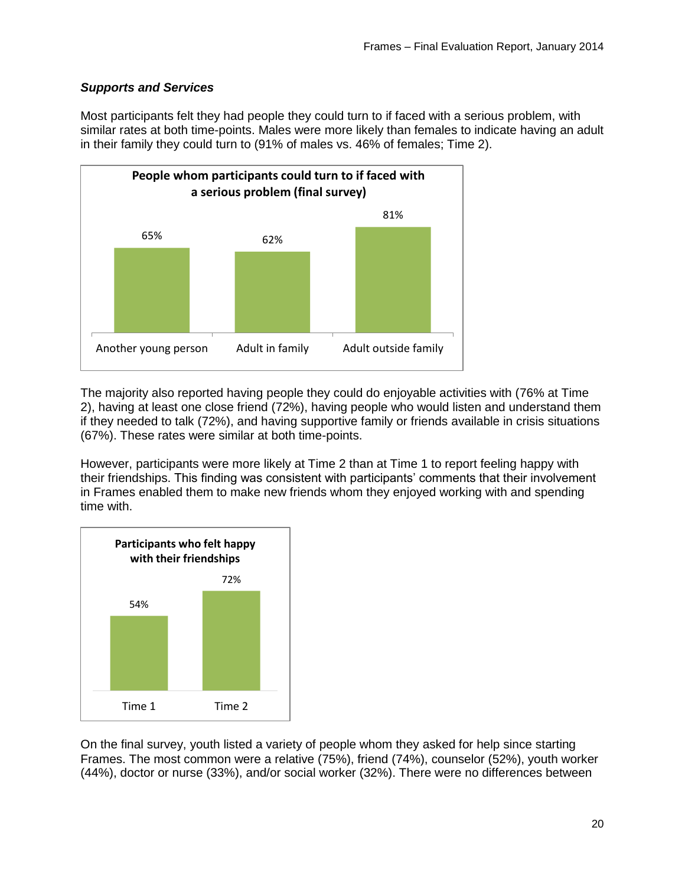### *Supports and Services*

Most participants felt they had people they could turn to if faced with a serious problem, with similar rates at both time-points. Males were more likely than females to indicate having an adult in their family they could turn to (91% of males vs. 46% of females; Time 2).

**People whom participants could turn to if faced with a serious problem (final survey)**

| Another young person | Adult in family | Adult outside family |
|---|---|---|
| 65% | 62% | 81% |

The majority also reported having people they could do enjoyable activities with (76% at Time 2), having at least one close friend (72%), having people who would listen and understand them if they needed to talk (72%), and having supportive family or friends available in crisis situations (67%). These rates were similar at both time-points.

However, participants were more likely at Time 2 than at Time 1 to report feeling happy with their friendships. This finding was consistent with participants' comments that their involvement in Frames enabled them to make new friends whom they enjoyed working with and spending time with.

**Participants who felt happy with their friendships**

| Time 1 | Time 2 |
|---|---|
| 54% | 72% |

On the final survey, youth listed a variety of people whom they asked for help since starting Frames. The most common were a relative (75%), friend (74%), counselor (52%), youth worker (44%), doctor or nurse (33%), and/or social worker (32%). There were no differences between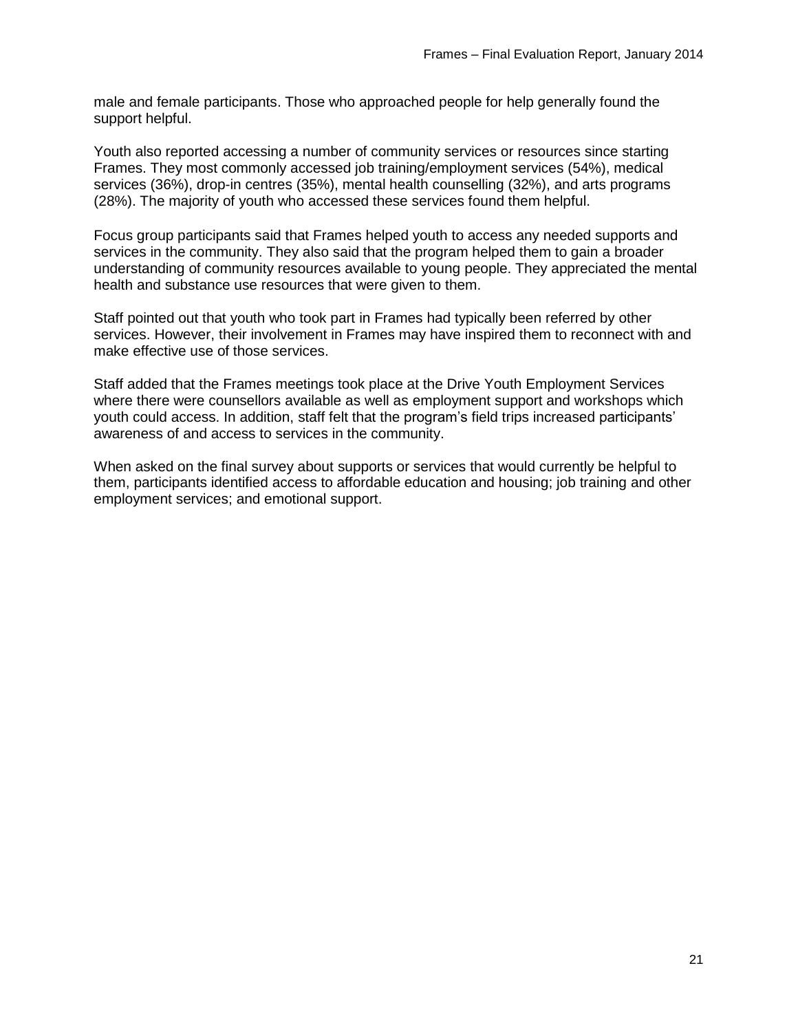male and female participants. Those who approached people for help generally found the support helpful.

Youth also reported accessing a number of community services or resources since starting Frames. They most commonly accessed job training/employment services (54%), medical services (36%), drop-in centres (35%), mental health counselling (32%), and arts programs (28%). The majority of youth who accessed these services found them helpful.

Focus group participants said that Frames helped youth to access any needed supports and services in the community. They also said that the program helped them to gain a broader understanding of community resources available to young people. They appreciated the mental health and substance use resources that were given to them.

Staff pointed out that youth who took part in Frames had typically been referred by other services. However, their involvement in Frames may have inspired them to reconnect with and make effective use of those services.

Staff added that the Frames meetings took place at the Drive Youth Employment Services where there were counsellors available as well as employment support and workshops which youth could access. In addition, staff felt that the program's field trips increased participants' awareness of and access to services in the community.

When asked on the final survey about supports or services that would currently be helpful to them, participants identified access to affordable education and housing; job training and other employment services; and emotional support.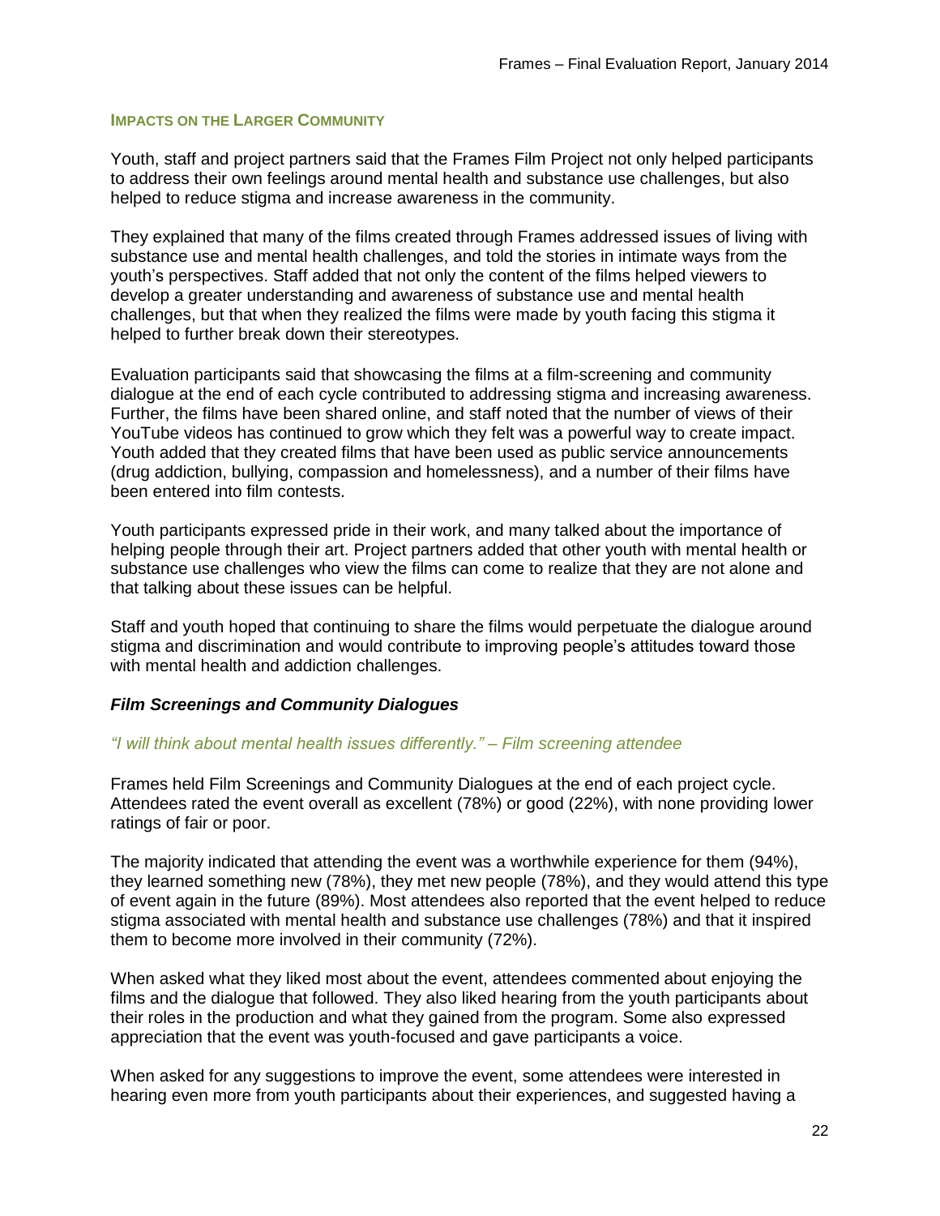### Impacts on the Larger Community

Youth, staff and project partners said that the Frames Film Project not only helped participants to address their own feelings around mental health and substance use challenges, but also helped to reduce stigma and increase awareness in the community.

They explained that many of the films created through Frames addressed issues of living with substance use and mental health challenges, and told the stories in intimate ways from the youth's perspectives. Staff added that not only the content of the films helped viewers to develop a greater understanding and awareness of substance use and mental health challenges, but that when they realized the films were made by youth facing this stigma it helped to further break down their stereotypes.

Evaluation participants said that showcasing the films at a film-screening and community dialogue at the end of each cycle contributed to addressing stigma and increasing awareness. Further, the films have been shared online, and staff noted that the number of views of their YouTube videos has continued to grow which they felt was a powerful way to create impact. Youth added that they created films that have been used as public service announcements (drug addiction, bullying, compassion and homelessness), and a number of their films have been entered into film contests.

Youth participants expressed pride in their work, and many talked about the importance of helping people through their art. Project partners added that other youth with mental health or substance use challenges who view the films can come to realize that they are not alone and that talking about these issues can be helpful.

Staff and youth hoped that continuing to share the films would perpetuate the dialogue around stigma and discrimination and would contribute to improving people's attitudes toward those with mental health and addiction challenges.

#### *Film Screenings and Community Dialogues*

*"I will think about mental health issues differently." – Film screening attendee*

Frames held Film Screenings and Community Dialogues at the end of each project cycle. Attendees rated the event overall as excellent (78%) or good (22%), with none providing lower ratings of fair or poor.

The majority indicated that attending the event was a worthwhile experience for them (94%), they learned something new (78%), they met new people (78%), and they would attend this type of event again in the future (89%). Most attendees also reported that the event helped to reduce stigma associated with mental health and substance use challenges (78%) and that it inspired them to become more involved in their community (72%).

When asked what they liked most about the event, attendees commented about enjoying the films and the dialogue that followed. They also liked hearing from the youth participants about their roles in the production and what they gained from the program. Some also expressed appreciation that the event was youth-focused and gave participants a voice.

When asked for any suggestions to improve the event, some attendees were interested in hearing even more from youth participants about their experiences, and suggested having a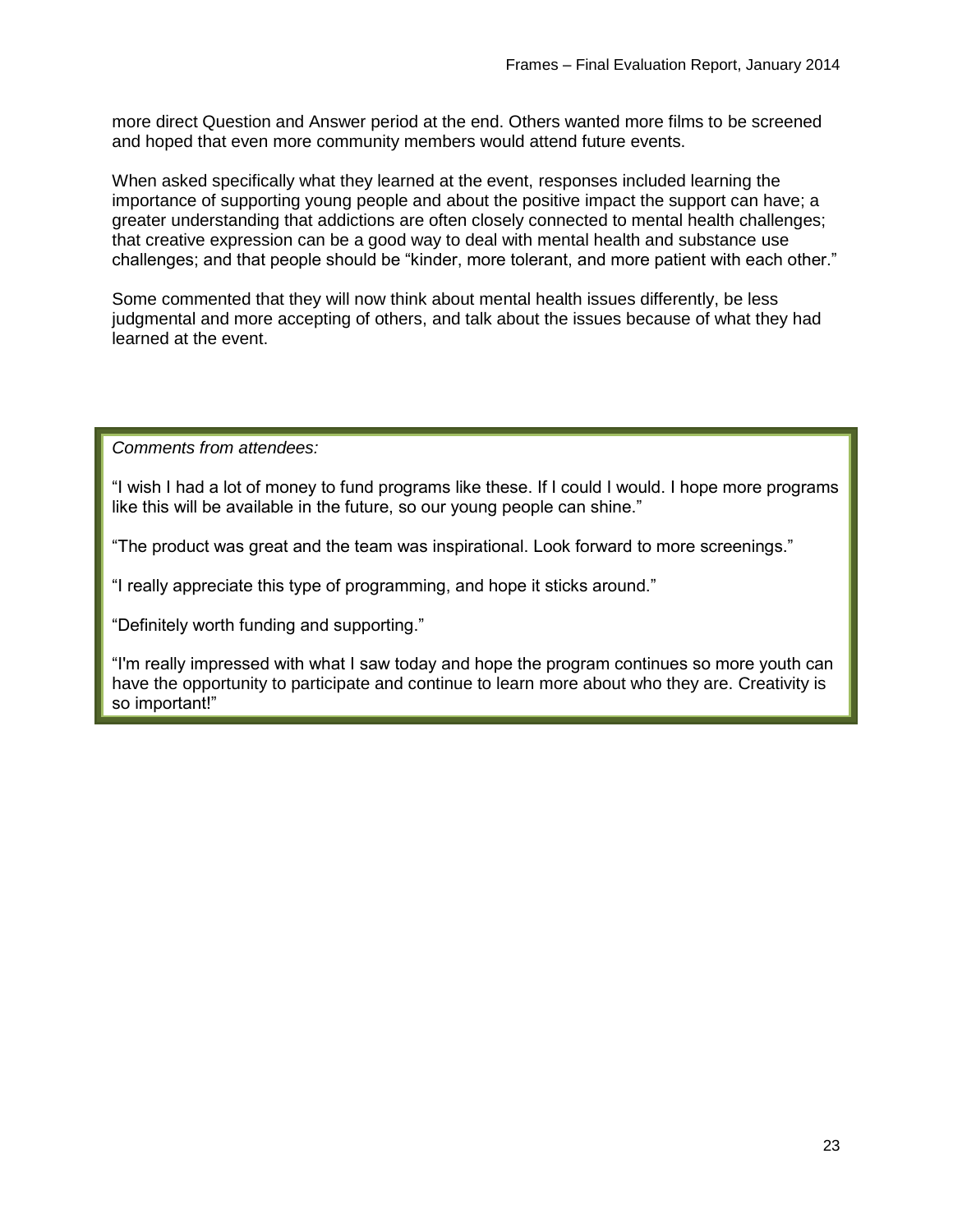more direct Question and Answer period at the end. Others wanted more films to be screened and hoped that even more community members would attend future events.

When asked specifically what they learned at the event, responses included learning the importance of supporting young people and about the positive impact the support can have; a greater understanding that addictions are often closely connected to mental health challenges; that creative expression can be a good way to deal with mental health and substance use challenges; and that people should be "kinder, more tolerant, and more patient with each other."

Some commented that they will now think about mental health issues differently, be less judgmental and more accepting of others, and talk about the issues because of what they had learned at the event.

> *Comments from attendees:*
>
> "I wish I had a lot of money to fund programs like these. If I could I would. I hope more programs like this will be available in the future, so our young people can shine."
>
> "The product was great and the team was inspirational. Look forward to more screenings."
>
> "I really appreciate this type of programming, and hope it sticks around."
>
> "Definitely worth funding and supporting."
>
> "I'm really impressed with what I saw today and hope the program continues so more youth can have the opportunity to participate and continue to learn more about who they are. Creativity is so important!"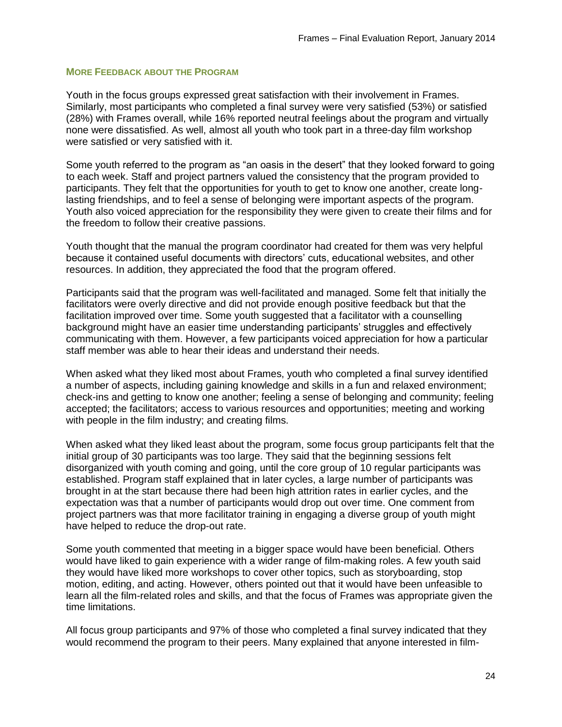### More Feedback about the Program

Youth in the focus groups expressed great satisfaction with their involvement in Frames. Similarly, most participants who completed a final survey were very satisfied (53%) or satisfied (28%) with Frames overall, while 16% reported neutral feelings about the program and virtually none were dissatisfied. As well, almost all youth who took part in a three-day film workshop were satisfied or very satisfied with it.

Some youth referred to the program as "an oasis in the desert" that they looked forward to going to each week. Staff and project partners valued the consistency that the program provided to participants. They felt that the opportunities for youth to get to know one another, create long-lasting friendships, and to feel a sense of belonging were important aspects of the program. Youth also voiced appreciation for the responsibility they were given to create their films and for the freedom to follow their creative passions.

Youth thought that the manual the program coordinator had created for them was very helpful because it contained useful documents with directors' cuts, educational websites, and other resources. In addition, they appreciated the food that the program offered.

Participants said that the program was well-facilitated and managed. Some felt that initially the facilitators were overly directive and did not provide enough positive feedback but that the facilitation improved over time. Some youth suggested that a facilitator with a counselling background might have an easier time understanding participants' struggles and effectively communicating with them. However, a few participants voiced appreciation for how a particular staff member was able to hear their ideas and understand their needs.

When asked what they liked most about Frames, youth who completed a final survey identified a number of aspects, including gaining knowledge and skills in a fun and relaxed environment; check-ins and getting to know one another; feeling a sense of belonging and community; feeling accepted; the facilitators; access to various resources and opportunities; meeting and working with people in the film industry; and creating films.

When asked what they liked least about the program, some focus group participants felt that the initial group of 30 participants was too large. They said that the beginning sessions felt disorganized with youth coming and going, until the core group of 10 regular participants was established. Program staff explained that in later cycles, a large number of participants was brought in at the start because there had been high attrition rates in earlier cycles, and the expectation was that a number of participants would drop out over time. One comment from project partners was that more facilitator training in engaging a diverse group of youth might have helped to reduce the drop-out rate.

Some youth commented that meeting in a bigger space would have been beneficial. Others would have liked to gain experience with a wider range of film-making roles. A few youth said they would have liked more workshops to cover other topics, such as storyboarding, stop motion, editing, and acting. However, others pointed out that it would have been unfeasible to learn all the film-related roles and skills, and that the focus of Frames was appropriate given the time limitations.

All focus group participants and 97% of those who completed a final survey indicated that they would recommend the program to their peers. Many explained that anyone interested in film-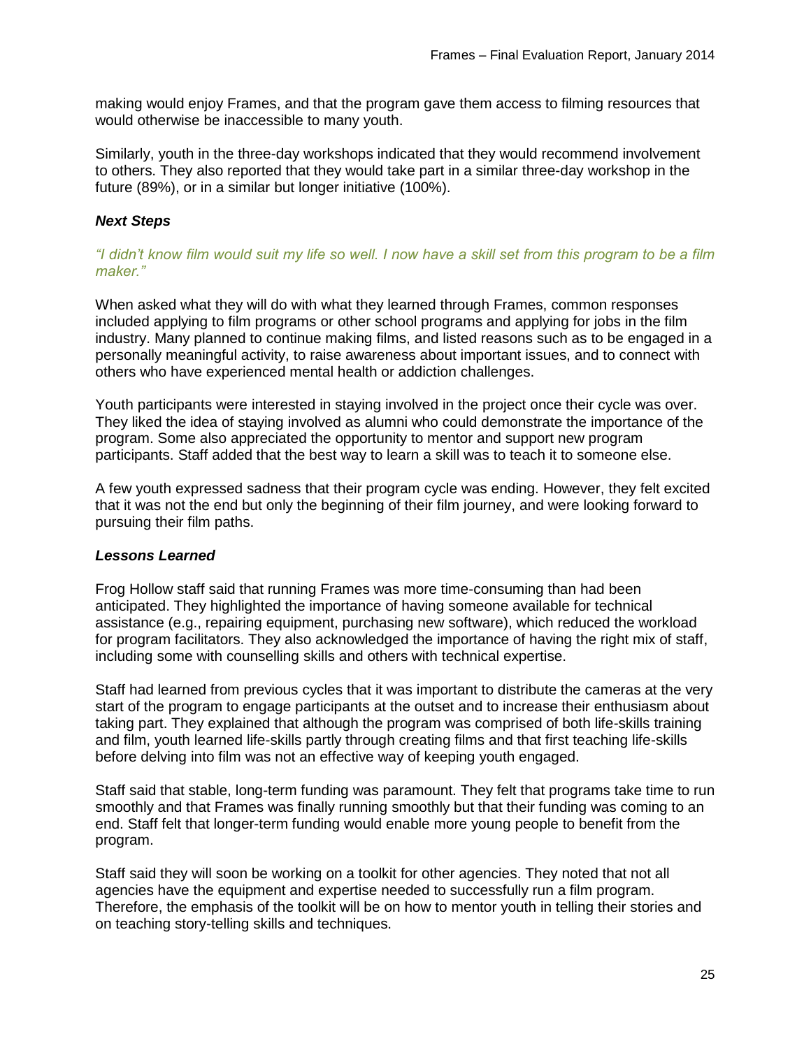making would enjoy Frames, and that the program gave them access to filming resources that would otherwise be inaccessible to many youth.

Similarly, youth in the three-day workshops indicated that they would recommend involvement to others. They also reported that they would take part in a similar three-day workshop in the future (89%), or in a similar but longer initiative (100%).

### *Next Steps*

*"I didn't know film would suit my life so well. I now have a skill set from this program to be a film maker."*

When asked what they will do with what they learned through Frames, common responses included applying to film programs or other school programs and applying for jobs in the film industry. Many planned to continue making films, and listed reasons such as to be engaged in a personally meaningful activity, to raise awareness about important issues, and to connect with others who have experienced mental health or addiction challenges.

Youth participants were interested in staying involved in the project once their cycle was over. They liked the idea of staying involved as alumni who could demonstrate the importance of the program. Some also appreciated the opportunity to mentor and support new program participants. Staff added that the best way to learn a skill was to teach it to someone else.

A few youth expressed sadness that their program cycle was ending. However, they felt excited that it was not the end but only the beginning of their film journey, and were looking forward to pursuing their film paths.

### *Lessons Learned*

Frog Hollow staff said that running Frames was more time-consuming than had been anticipated. They highlighted the importance of having someone available for technical assistance (e.g., repairing equipment, purchasing new software), which reduced the workload for program facilitators. They also acknowledged the importance of having the right mix of staff, including some with counselling skills and others with technical expertise.

Staff had learned from previous cycles that it was important to distribute the cameras at the very start of the program to engage participants at the outset and to increase their enthusiasm about taking part. They explained that although the program was comprised of both life-skills training and film, youth learned life-skills partly through creating films and that first teaching life-skills before delving into film was not an effective way of keeping youth engaged.

Staff said that stable, long-term funding was paramount. They felt that programs take time to run smoothly and that Frames was finally running smoothly but that their funding was coming to an end. Staff felt that longer-term funding would enable more young people to benefit from the program.

Staff said they will soon be working on a toolkit for other agencies. They noted that not all agencies have the equipment and expertise needed to successfully run a film program. Therefore, the emphasis of the toolkit will be on how to mentor youth in telling their stories and on teaching story-telling skills and techniques.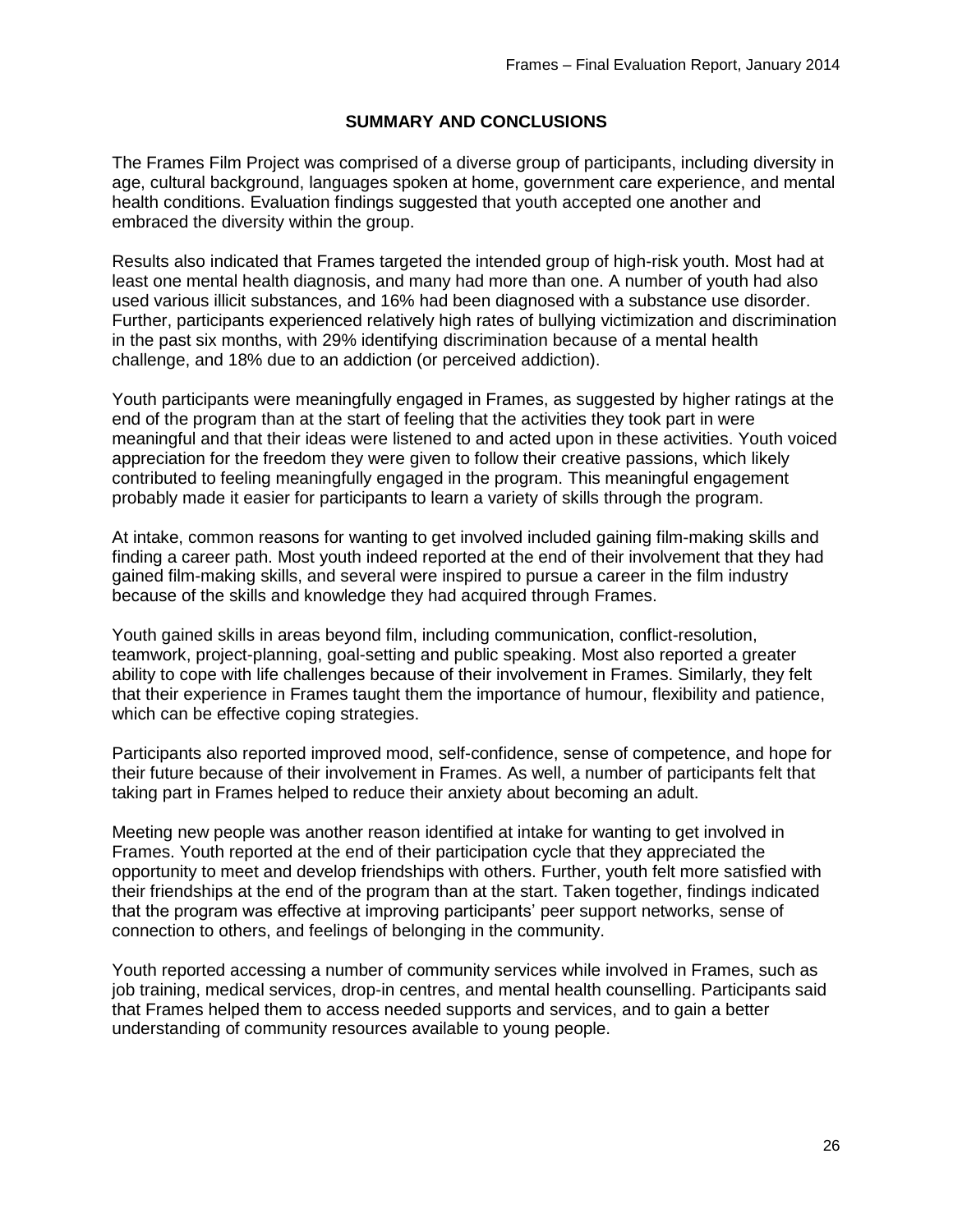## SUMMARY AND CONCLUSIONS

The Frames Film Project was comprised of a diverse group of participants, including diversity in age, cultural background, languages spoken at home, government care experience, and mental health conditions. Evaluation findings suggested that youth accepted one another and embraced the diversity within the group.

Results also indicated that Frames targeted the intended group of high-risk youth. Most had at least one mental health diagnosis, and many had more than one. A number of youth had also used various illicit substances, and 16% had been diagnosed with a substance use disorder. Further, participants experienced relatively high rates of bullying victimization and discrimination in the past six months, with 29% identifying discrimination because of a mental health challenge, and 18% due to an addiction (or perceived addiction).

Youth participants were meaningfully engaged in Frames, as suggested by higher ratings at the end of the program than at the start of feeling that the activities they took part in were meaningful and that their ideas were listened to and acted upon in these activities. Youth voiced appreciation for the freedom they were given to follow their creative passions, which likely contributed to feeling meaningfully engaged in the program. This meaningful engagement probably made it easier for participants to learn a variety of skills through the program.

At intake, common reasons for wanting to get involved included gaining film-making skills and finding a career path. Most youth indeed reported at the end of their involvement that they had gained film-making skills, and several were inspired to pursue a career in the film industry because of the skills and knowledge they had acquired through Frames.

Youth gained skills in areas beyond film, including communication, conflict-resolution, teamwork, project-planning, goal-setting and public speaking. Most also reported a greater ability to cope with life challenges because of their involvement in Frames. Similarly, they felt that their experience in Frames taught them the importance of humour, flexibility and patience, which can be effective coping strategies.

Participants also reported improved mood, self-confidence, sense of competence, and hope for their future because of their involvement in Frames. As well, a number of participants felt that taking part in Frames helped to reduce their anxiety about becoming an adult.

Meeting new people was another reason identified at intake for wanting to get involved in Frames. Youth reported at the end of their participation cycle that they appreciated the opportunity to meet and develop friendships with others. Further, youth felt more satisfied with their friendships at the end of the program than at the start. Taken together, findings indicated that the program was effective at improving participants' peer support networks, sense of connection to others, and feelings of belonging in the community.

Youth reported accessing a number of community services while involved in Frames, such as job training, medical services, drop-in centres, and mental health counselling. Participants said that Frames helped them to access needed supports and services, and to gain a better understanding of community resources available to young people.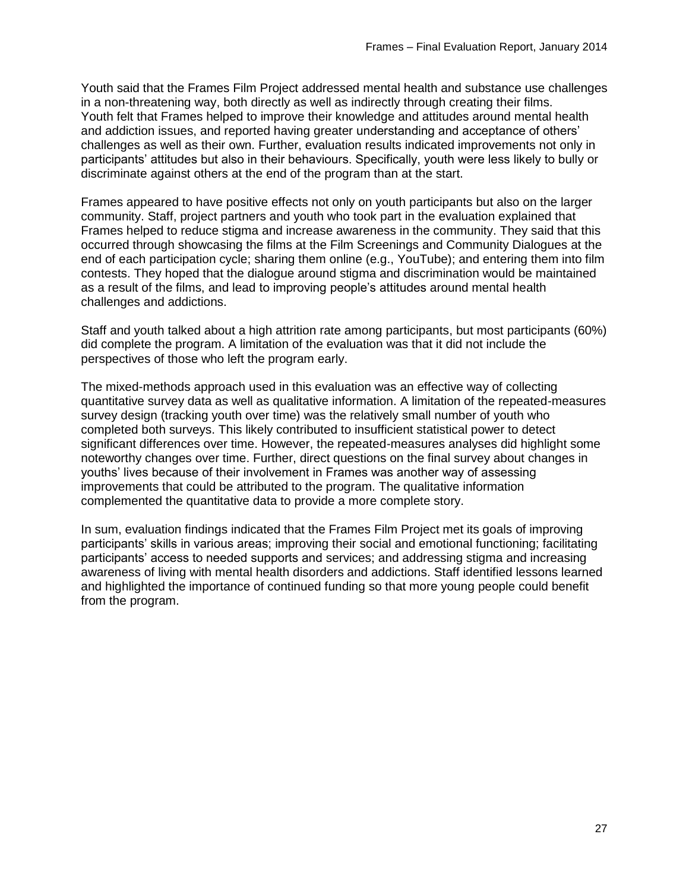Youth said that the Frames Film Project addressed mental health and substance use challenges in a non-threatening way, both directly as well as indirectly through creating their films. Youth felt that Frames helped to improve their knowledge and attitudes around mental health and addiction issues, and reported having greater understanding and acceptance of others' challenges as well as their own. Further, evaluation results indicated improvements not only in participants' attitudes but also in their behaviours. Specifically, youth were less likely to bully or discriminate against others at the end of the program than at the start.

Frames appeared to have positive effects not only on youth participants but also on the larger community. Staff, project partners and youth who took part in the evaluation explained that Frames helped to reduce stigma and increase awareness in the community. They said that this occurred through showcasing the films at the Film Screenings and Community Dialogues at the end of each participation cycle; sharing them online (e.g., YouTube); and entering them into film contests. They hoped that the dialogue around stigma and discrimination would be maintained as a result of the films, and lead to improving people's attitudes around mental health challenges and addictions.

Staff and youth talked about a high attrition rate among participants, but most participants (60%) did complete the program. A limitation of the evaluation was that it did not include the perspectives of those who left the program early.

The mixed-methods approach used in this evaluation was an effective way of collecting quantitative survey data as well as qualitative information. A limitation of the repeated-measures survey design (tracking youth over time) was the relatively small number of youth who completed both surveys. This likely contributed to insufficient statistical power to detect significant differences over time. However, the repeated-measures analyses did highlight some noteworthy changes over time. Further, direct questions on the final survey about changes in youths' lives because of their involvement in Frames was another way of assessing improvements that could be attributed to the program. The qualitative information complemented the quantitative data to provide a more complete story.

In sum, evaluation findings indicated that the Frames Film Project met its goals of improving participants' skills in various areas; improving their social and emotional functioning; facilitating participants' access to needed supports and services; and addressing stigma and increasing awareness of living with mental health disorders and addictions. Staff identified lessons learned and highlighted the importance of continued funding so that more young people could benefit from the program.